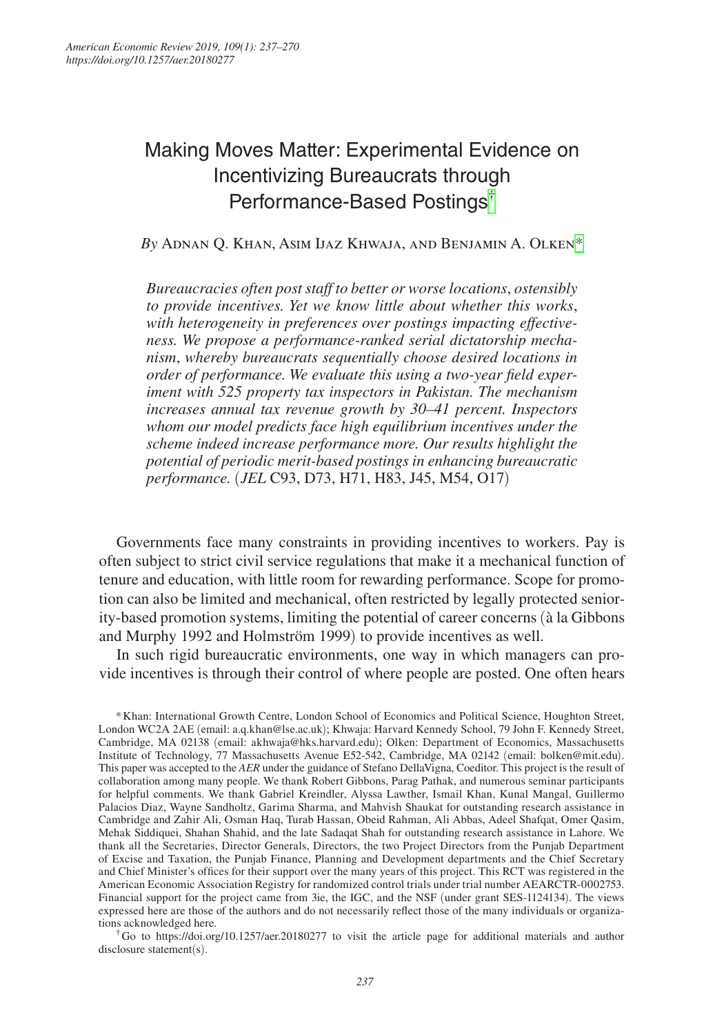# Making Moves Matter: Experimental Evidence on Incentivizing Bureaucrats through Performance-Based Postings[†]

*By* Adnan Q. Khan, Asim Ijaz Khwaja, and Benjamin A. Olken[*]

*Bureaucracies often post staff to better or worse locations, ostensibly to provide incentives. Yet we know little about whether this works, with heterogeneity in preferences over postings impacting effectiveness. We propose a performance-ranked serial dictatorship mechanism, whereby bureaucrats sequentially choose desired locations in order of performance. We evaluate this using a two-year field experiment with 525 property tax inspectors in Pakistan. The mechanism increases annual tax revenue growth by 30–41 percent. Inspectors whom our model predicts face high equilibrium incentives under the scheme indeed increase performance more. Our results highlight the potential of periodic merit-based postings in enhancing bureaucratic performance.* (*JEL* C93, D73, H71, H83, J45, M54, O17)

Governments face many constraints in providing incentives to workers. Pay is often subject to strict civil service regulations that make it a mechanical function of tenure and education, with little room for rewarding performance. Scope for promotion can also be limited and mechanical, often restricted by legally protected seniority-based promotion systems, limiting the potential of career concerns (à la Gibbons and Murphy 1992 and Holmström 1999) to provide incentives as well.

In such rigid bureaucratic environments, one way in which managers can provide incentives is through their control of where people are posted. One often hears

[*] Khan: International Growth Centre, London School of Economics and Political Science, Houghton Street, London WC2A 2AE (email: a.q.khan@lse.ac.uk); Khwaja: Harvard Kennedy School, 79 John F. Kennedy Street, Cambridge, MA 02138 (email: akhwaja@hks.harvard.edu); Olken: Department of Economics, Massachusetts Institute of Technology, 77 Massachusetts Avenue E52-542, Cambridge, MA 02142 (email: bolken@mit.edu). This paper was accepted to the *AER* under the guidance of Stefano DellaVigna, Coeditor. This project is the result of collaboration among many people. We thank Robert Gibbons, Parag Pathak, and numerous seminar participants for helpful comments. We thank Gabriel Kreindler, Alyssa Lawther, Ismail Khan, Kunal Mangal, Guillermo Palacios Diaz, Wayne Sandholtz, Garima Sharma, and Mahvish Shaukat for outstanding research assistance in Cambridge and Zahir Ali, Osman Haq, Turab Hassan, Obeid Rahman, Ali Abbas, Adeel Shafqat, Omer Qasim, Mehak Siddiquei, Shahan Shahid, and the late Sadaqat Shah for outstanding research assistance in Lahore. We thank all the Secretaries, Director Generals, Directors, the two Project Directors from the Punjab Department of Excise and Taxation, the Punjab Finance, Planning and Development departments and the Chief Secretary and Chief Minister's offices for their support over the many years of this project. This RCT was registered in the American Economic Association Registry for randomized control trials under trial number AEARCTR-0002753. Financial support for the project came from 3ie, the IGC, and the NSF (under grant SES-1124134). The views expressed here are those of the authors and do not necessarily reflect those of the many individuals or organizations acknowledged here.

[†] Go to https://doi.org/10.1257/aer.20180277 to visit the article page for additional materials and author disclosure statement(s).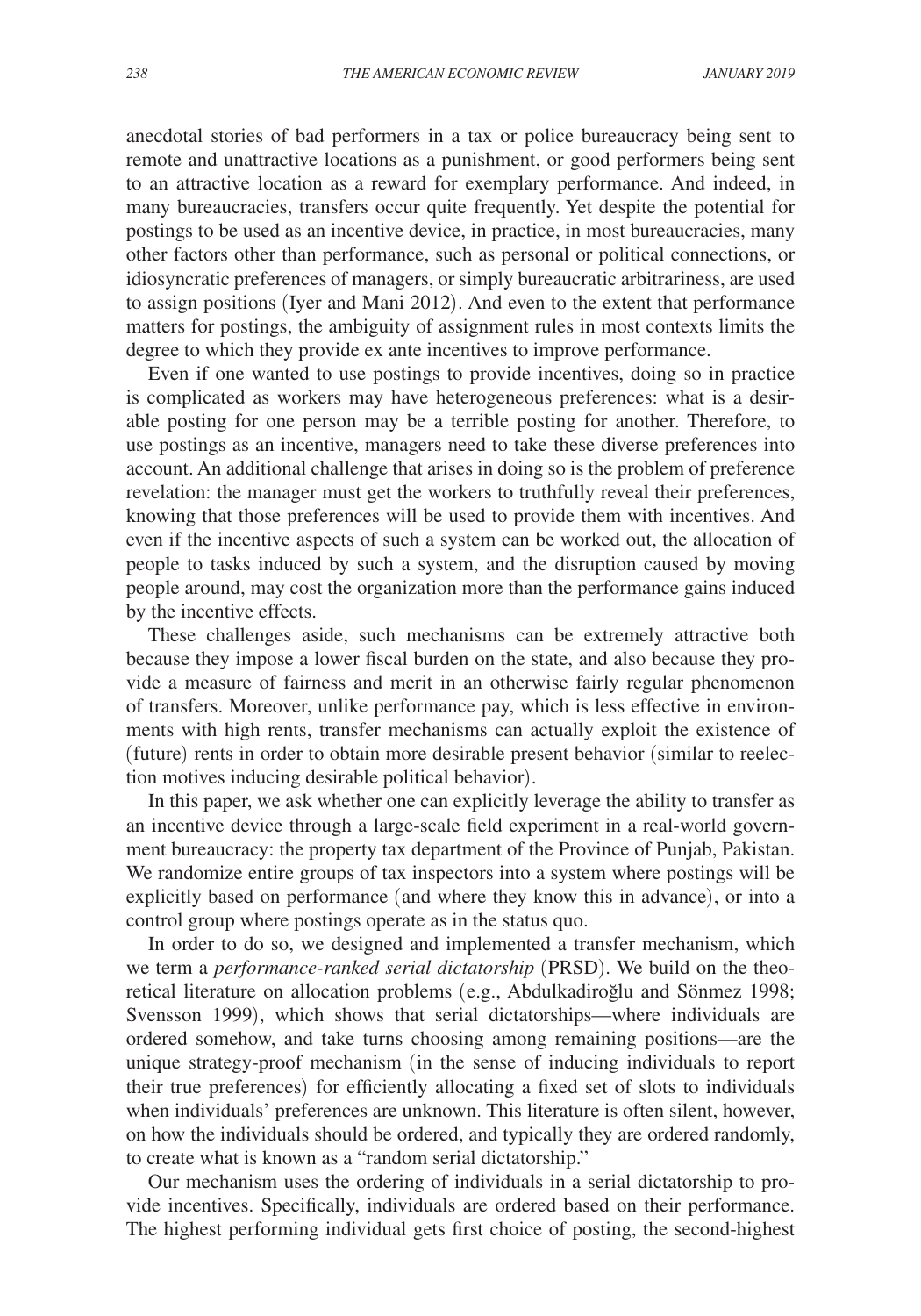anecdotal stories of bad performers in a tax or police bureaucracy being sent to remote and unattractive locations as a punishment, or good performers being sent to an attractive location as a reward for exemplary performance. And indeed, in many bureaucracies, transfers occur quite frequently. Yet despite the potential for postings to be used as an incentive device, in practice, in most bureaucracies, many other factors other than performance, such as personal or political connections, or idiosyncratic preferences of managers, or simply bureaucratic arbitrariness, are used to assign positions (Iyer and Mani 2012). And even to the extent that performance matters for postings, the ambiguity of assignment rules in most contexts limits the degree to which they provide ex ante incentives to improve performance.

Even if one wanted to use postings to provide incentives, doing so in practice is complicated as workers may have heterogeneous preferences: what is a desirable posting for one person may be a terrible posting for another. Therefore, to use postings as an incentive, managers need to take these diverse preferences into account. An additional challenge that arises in doing so is the problem of preference revelation: the manager must get the workers to truthfully reveal their preferences, knowing that those preferences will be used to provide them with incentives. And even if the incentive aspects of such a system can be worked out, the allocation of people to tasks induced by such a system, and the disruption caused by moving people around, may cost the organization more than the performance gains induced by the incentive effects.

These challenges aside, such mechanisms can be extremely attractive both because they impose a lower fiscal burden on the state, and also because they provide a measure of fairness and merit in an otherwise fairly regular phenomenon of transfers. Moreover, unlike performance pay, which is less effective in environments with high rents, transfer mechanisms can actually exploit the existence of (future) rents in order to obtain more desirable present behavior (similar to reelection motives inducing desirable political behavior).

In this paper, we ask whether one can explicitly leverage the ability to transfer as an incentive device through a large-scale field experiment in a real-world government bureaucracy: the property tax department of the Province of Punjab, Pakistan. We randomize entire groups of tax inspectors into a system where postings will be explicitly based on performance (and where they know this in advance), or into a control group where postings operate as in the status quo.

In order to do so, we designed and implemented a transfer mechanism, which we term a *performance-ranked serial dictatorship* (PRSD). We build on the theoretical literature on allocation problems (e.g., Abdulkadiroğlu and Sönmez 1998; Svensson 1999), which shows that serial dictatorships—where individuals are ordered somehow, and take turns choosing among remaining positions—are the unique strategy-proof mechanism (in the sense of inducing individuals to report their true preferences) for efficiently allocating a fixed set of slots to individuals when individuals' preferences are unknown. This literature is often silent, however, on how the individuals should be ordered, and typically they are ordered randomly, to create what is known as a "random serial dictatorship."

Our mechanism uses the ordering of individuals in a serial dictatorship to provide incentives. Specifically, individuals are ordered based on their performance. The highest performing individual gets first choice of posting, the second-highest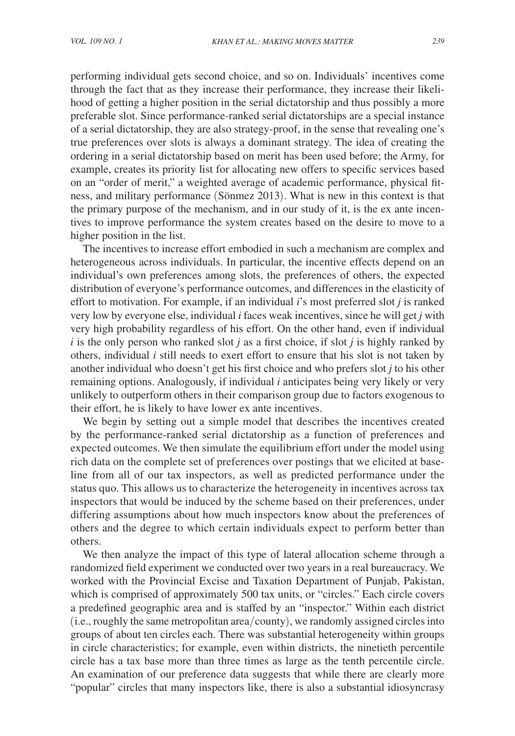performing individual gets second choice, and so on. Individuals' incentives come through the fact that as they increase their performance, they increase their likelihood of getting a higher position in the serial dictatorship and thus possibly a more preferable slot. Since performance-ranked serial dictatorships are a special instance of a serial dictatorship, they are also strategy-proof, in the sense that revealing one's true preferences over slots is always a dominant strategy. The idea of creating the ordering in a serial dictatorship based on merit has been used before; the Army, for example, creates its priority list for allocating new offers to specific services based on an "order of merit," a weighted average of academic performance, physical fitness, and military performance (Sönmez 2013). What is new in this context is that the primary purpose of the mechanism, and in our study of it, is the ex ante incentives to improve performance the system creates based on the desire to move to a higher position in the list.

The incentives to increase effort embodied in such a mechanism are complex and heterogeneous across individuals. In particular, the incentive effects depend on an individual's own preferences among slots, the preferences of others, the expected distribution of everyone's performance outcomes, and differences in the elasticity of effort to motivation. For example, if an individual $i$'s most preferred slot $j$ is ranked very low by everyone else, individual $i$ faces weak incentives, since he will get $j$ with very high probability regardless of his effort. On the other hand, even if individual $i$ is the only person who ranked slot $j$ as a first choice, if slot $j$ is highly ranked by others, individual $i$ still needs to exert effort to ensure that his slot is not taken by another individual who doesn't get his first choice and who prefers slot $j$ to his other remaining options. Analogously, if individual $i$ anticipates being very likely or very unlikely to outperform others in their comparison group due to factors exogenous to their effort, he is likely to have lower ex ante incentives.

We begin by setting out a simple model that describes the incentives created by the performance-ranked serial dictatorship as a function of preferences and expected outcomes. We then simulate the equilibrium effort under the model using rich data on the complete set of preferences over postings that we elicited at baseline from all of our tax inspectors, as well as predicted performance under the status quo. This allows us to characterize the heterogeneity in incentives across tax inspectors that would be induced by the scheme based on their preferences, under differing assumptions about how much inspectors know about the preferences of others and the degree to which certain individuals expect to perform better than others.

We then analyze the impact of this type of lateral allocation scheme through a randomized field experiment we conducted over two years in a real bureaucracy. We worked with the Provincial Excise and Taxation Department of Punjab, Pakistan, which is comprised of approximately 500 tax units, or "circles." Each circle covers a predefined geographic area and is staffed by an "inspector." Within each district (i.e., roughly the same metropolitan area/county), we randomly assigned circles into groups of about ten circles each. There was substantial heterogeneity within groups in circle characteristics; for example, even within districts, the ninetieth percentile circle has a tax base more than three times as large as the tenth percentile circle. An examination of our preference data suggests that while there are clearly more "popular" circles that many inspectors like, there is also a substantial idiosyncrasy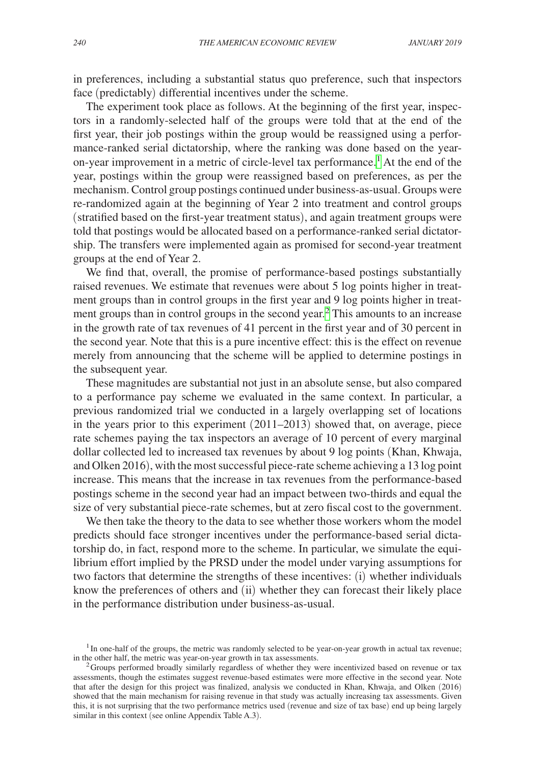in preferences, including a substantial status quo preference, such that inspectors face (predictably) differential incentives under the scheme.

The experiment took place as follows. At the beginning of the first year, inspectors in a randomly-selected half of the groups were told that at the end of the first year, their job postings within the group would be reassigned using a performance-ranked serial dictatorship, where the ranking was done based on the year-on-year improvement in a metric of circle-level tax performance.[1] At the end of the year, postings within the group were reassigned based on preferences, as per the mechanism. Control group postings continued under business-as-usual. Groups were re-randomized again at the beginning of Year 2 into treatment and control groups (stratified based on the first-year treatment status), and again treatment groups were told that postings would be allocated based on a performance-ranked serial dictatorship. The transfers were implemented again as promised for second-year treatment groups at the end of Year 2.

We find that, overall, the promise of performance-based postings substantially raised revenues. We estimate that revenues were about 5 log points higher in treatment groups than in control groups in the first year and 9 log points higher in treatment groups than in control groups in the second year.[2] This amounts to an increase in the growth rate of tax revenues of 41 percent in the first year and of 30 percent in the second year. Note that this is a pure incentive effect: this is the effect on revenue merely from announcing that the scheme will be applied to determine postings in the subsequent year.

These magnitudes are substantial not just in an absolute sense, but also compared to a performance pay scheme we evaluated in the same context. In particular, a previous randomized trial we conducted in a largely overlapping set of locations in the years prior to this experiment (2011–2013) showed that, on average, piece rate schemes paying the tax inspectors an average of 10 percent of every marginal dollar collected led to increased tax revenues by about 9 log points (Khan, Khwaja, and Olken 2016), with the most successful piece-rate scheme achieving a 13 log point increase. This means that the increase in tax revenues from the performance-based postings scheme in the second year had an impact between two-thirds and equal the size of very substantial piece-rate schemes, but at zero fiscal cost to the government.

We then take the theory to the data to see whether those workers whom the model predicts should face stronger incentives under the performance-based serial dictatorship do, in fact, respond more to the scheme. In particular, we simulate the equilibrium effort implied by the PRSD under the model under varying assumptions for two factors that determine the strengths of these incentives: (i) whether individuals know the preferences of others and (ii) whether they can forecast their likely place in the performance distribution under business-as-usual.

[1] In one-half of the groups, the metric was randomly selected to be year-on-year growth in actual tax revenue; in the other half, the metric was year-on-year growth in tax assessments.

[2] Groups performed broadly similarly regardless of whether they were incentivized based on revenue or tax assessments, though the estimates suggest revenue-based estimates were more effective in the second year. Note that after the design for this project was finalized, analysis we conducted in Khan, Khwaja, and Olken (2016) showed that the main mechanism for raising revenue in that study was actually increasing tax assessments. Given this, it is not surprising that the two performance metrics used (revenue and size of tax base) end up being largely similar in this context (see online Appendix Table A.3).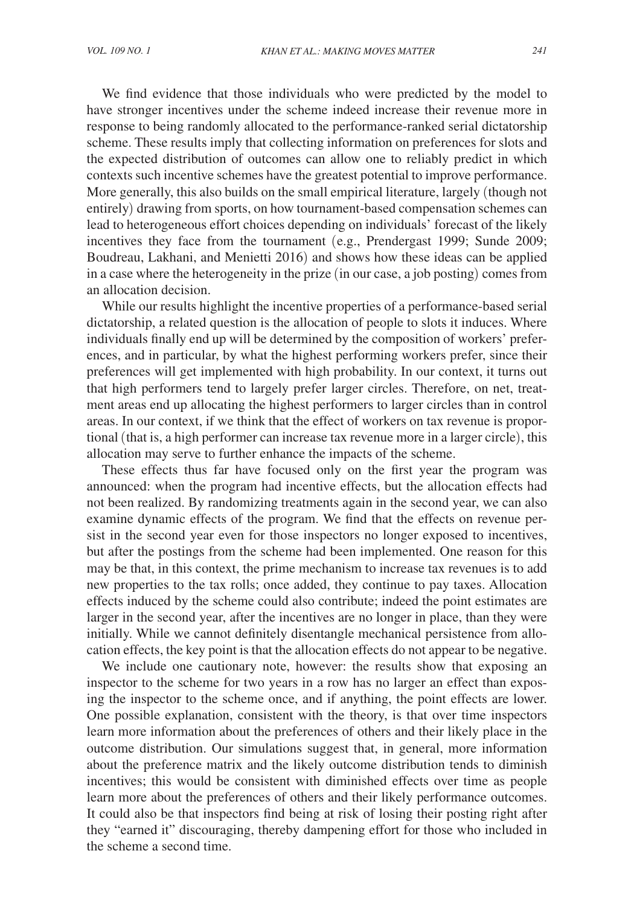We find evidence that those individuals who were predicted by the model to have stronger incentives under the scheme indeed increase their revenue more in response to being randomly allocated to the performance-ranked serial dictatorship scheme. These results imply that collecting information on preferences for slots and the expected distribution of outcomes can allow one to reliably predict in which contexts such incentive schemes have the greatest potential to improve performance. More generally, this also builds on the small empirical literature, largely (though not entirely) drawing from sports, on how tournament-based compensation schemes can lead to heterogeneous effort choices depending on individuals' forecast of the likely incentives they face from the tournament (e.g., Prendergast 1999; Sunde 2009; Boudreau, Lakhani, and Menietti 2016) and shows how these ideas can be applied in a case where the heterogeneity in the prize (in our case, a job posting) comes from an allocation decision.

While our results highlight the incentive properties of a performance-based serial dictatorship, a related question is the allocation of people to slots it induces. Where individuals finally end up will be determined by the composition of workers' preferences, and in particular, by what the highest performing workers prefer, since their preferences will get implemented with high probability. In our context, it turns out that high performers tend to largely prefer larger circles. Therefore, on net, treatment areas end up allocating the highest performers to larger circles than in control areas. In our context, if we think that the effect of workers on tax revenue is proportional (that is, a high performer can increase tax revenue more in a larger circle), this allocation may serve to further enhance the impacts of the scheme.

These effects thus far have focused only on the first year the program was announced: when the program had incentive effects, but the allocation effects had not been realized. By randomizing treatments again in the second year, we can also examine dynamic effects of the program. We find that the effects on revenue persist in the second year even for those inspectors no longer exposed to incentives, but after the postings from the scheme had been implemented. One reason for this may be that, in this context, the prime mechanism to increase tax revenues is to add new properties to the tax rolls; once added, they continue to pay taxes. Allocation effects induced by the scheme could also contribute; indeed the point estimates are larger in the second year, after the incentives are no longer in place, than they were initially. While we cannot definitely disentangle mechanical persistence from allocation effects, the key point is that the allocation effects do not appear to be negative.

We include one cautionary note, however: the results show that exposing an inspector to the scheme for two years in a row has no larger an effect than exposing the inspector to the scheme once, and if anything, the point effects are lower. One possible explanation, consistent with the theory, is that over time inspectors learn more information about the preferences of others and their likely place in the outcome distribution. Our simulations suggest that, in general, more information about the preference matrix and the likely outcome distribution tends to diminish incentives; this would be consistent with diminished effects over time as people learn more about the preferences of others and their likely performance outcomes. It could also be that inspectors find being at risk of losing their posting right after they "earned it" discouraging, thereby dampening effort for those who included in the scheme a second time.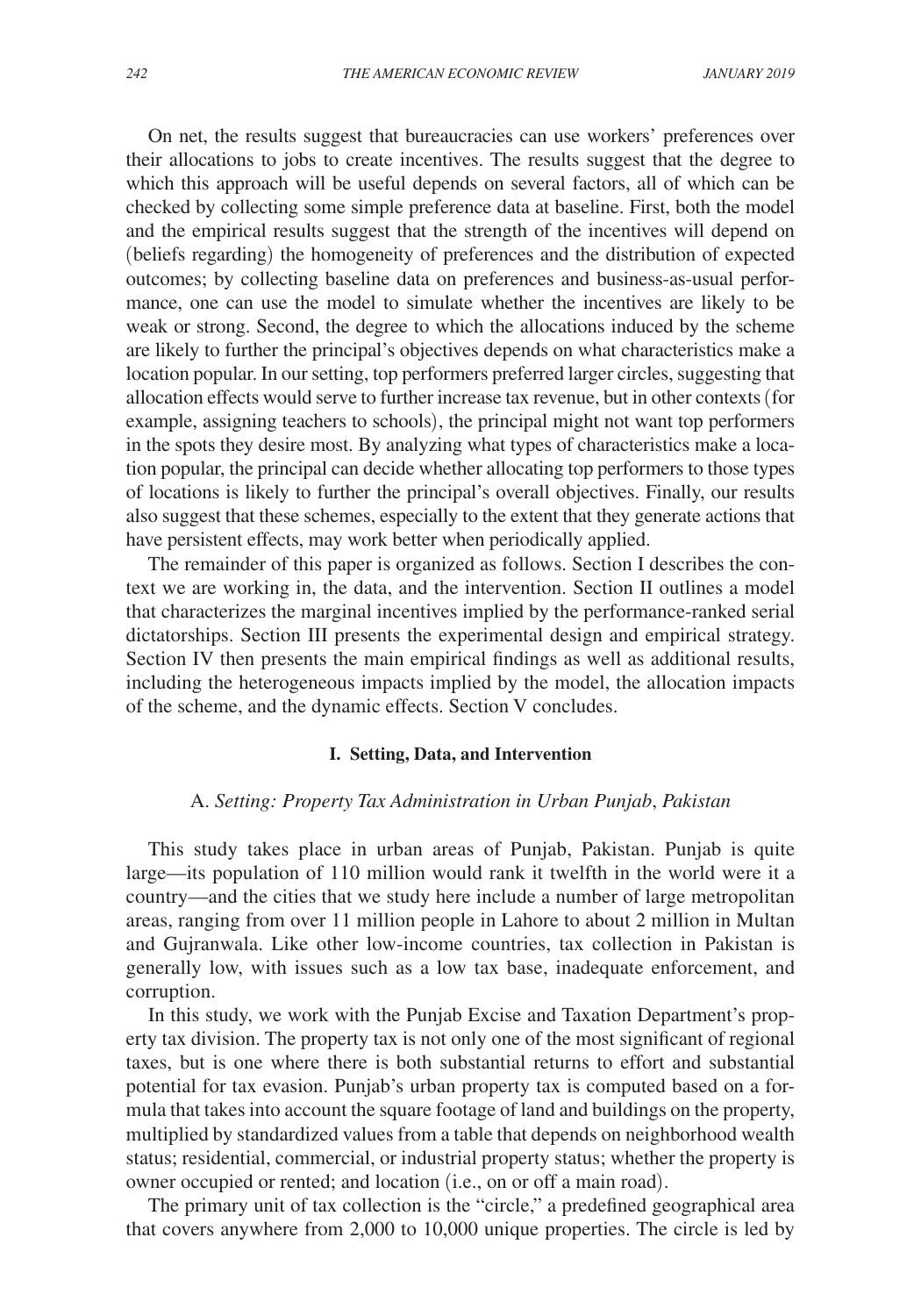On net, the results suggest that bureaucracies can use workers' preferences over their allocations to jobs to create incentives. The results suggest that the degree to which this approach will be useful depends on several factors, all of which can be checked by collecting some simple preference data at baseline. First, both the model and the empirical results suggest that the strength of the incentives will depend on (beliefs regarding) the homogeneity of preferences and the distribution of expected outcomes; by collecting baseline data on preferences and business-as-usual performance, one can use the model to simulate whether the incentives are likely to be weak or strong. Second, the degree to which the allocations induced by the scheme are likely to further the principal's objectives depends on what characteristics make a location popular. In our setting, top performers preferred larger circles, suggesting that allocation effects would serve to further increase tax revenue, but in other contexts (for example, assigning teachers to schools), the principal might not want top performers in the spots they desire most. By analyzing what types of characteristics make a location popular, the principal can decide whether allocating top performers to those types of locations is likely to further the principal's overall objectives. Finally, our results also suggest that these schemes, especially to the extent that they generate actions that have persistent effects, may work better when periodically applied.

The remainder of this paper is organized as follows. Section I describes the context we are working in, the data, and the intervention. Section II outlines a model that characterizes the marginal incentives implied by the performance-ranked serial dictatorships. Section III presents the experimental design and empirical strategy. Section IV then presents the main empirical findings as well as additional results, including the heterogeneous impacts implied by the model, the allocation impacts of the scheme, and the dynamic effects. Section V concludes.

## I. Setting, Data, and Intervention

### A. *Setting: Property Tax Administration in Urban Punjab, Pakistan*

This study takes place in urban areas of Punjab, Pakistan. Punjab is quite large—its population of 110 million would rank it twelfth in the world were it a country—and the cities that we study here include a number of large metropolitan areas, ranging from over 11 million people in Lahore to about 2 million in Multan and Gujranwala. Like other low-income countries, tax collection in Pakistan is generally low, with issues such as a low tax base, inadequate enforcement, and corruption.

In this study, we work with the Punjab Excise and Taxation Department's property tax division. The property tax is not only one of the most significant of regional taxes, but is one where there is both substantial returns to effort and substantial potential for tax evasion. Punjab's urban property tax is computed based on a formula that takes into account the square footage of land and buildings on the property, multiplied by standardized values from a table that depends on neighborhood wealth status; residential, commercial, or industrial property status; whether the property is owner occupied or rented; and location (i.e., on or off a main road).

The primary unit of tax collection is the "circle," a predefined geographical area that covers anywhere from 2,000 to 10,000 unique properties. The circle is led by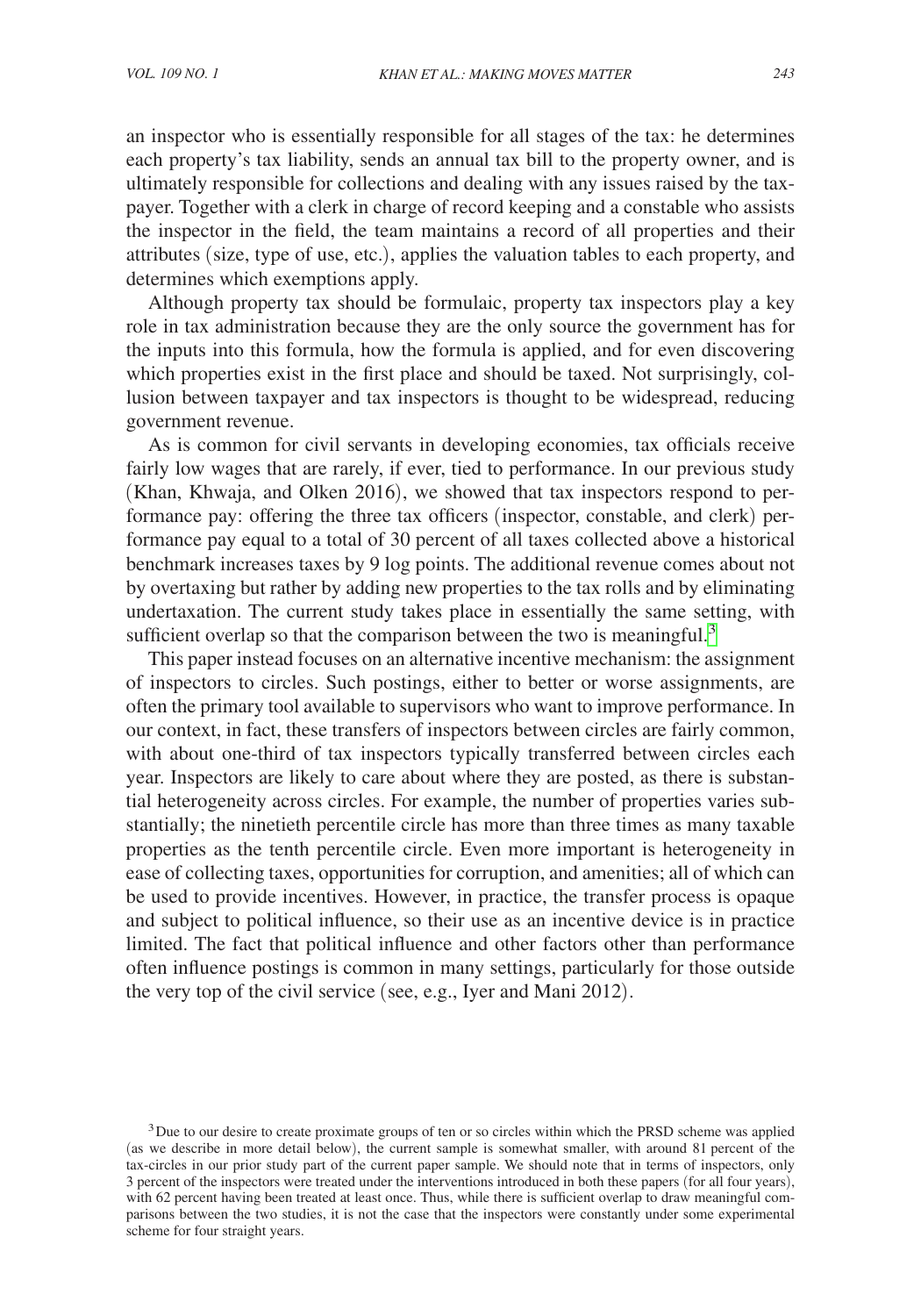an inspector who is essentially responsible for all stages of the tax: he determines each property's tax liability, sends an annual tax bill to the property owner, and is ultimately responsible for collections and dealing with any issues raised by the taxpayer. Together with a clerk in charge of record keeping and a constable who assists the inspector in the field, the team maintains a record of all properties and their attributes (size, type of use, etc.), applies the valuation tables to each property, and determines which exemptions apply.

Although property tax should be formulaic, property tax inspectors play a key role in tax administration because they are the only source the government has for the inputs into this formula, how the formula is applied, and for even discovering which properties exist in the first place and should be taxed. Not surprisingly, collusion between taxpayer and tax inspectors is thought to be widespread, reducing government revenue.

As is common for civil servants in developing economies, tax officials receive fairly low wages that are rarely, if ever, tied to performance. In our previous study (Khan, Khwaja, and Olken 2016), we showed that tax inspectors respond to performance pay: offering the three tax officers (inspector, constable, and clerk) performance pay equal to a total of 30 percent of all taxes collected above a historical benchmark increases taxes by 9 log points. The additional revenue comes about not by overtaxing but rather by adding new properties to the tax rolls and by eliminating undertaxation. The current study takes place in essentially the same setting, with sufficient overlap so that the comparison between the two is meaningful.[3]

This paper instead focuses on an alternative incentive mechanism: the assignment of inspectors to circles. Such postings, either to better or worse assignments, are often the primary tool available to supervisors who want to improve performance. In our context, in fact, these transfers of inspectors between circles are fairly common, with about one-third of tax inspectors typically transferred between circles each year. Inspectors are likely to care about where they are posted, as there is substantial heterogeneity across circles. For example, the number of properties varies substantially; the ninetieth percentile circle has more than three times as many taxable properties as the tenth percentile circle. Even more important is heterogeneity in ease of collecting taxes, opportunities for corruption, and amenities; all of which can be used to provide incentives. However, in practice, the transfer process is opaque and subject to political influence, so their use as an incentive device is in practice limited. The fact that political influence and other factors other than performance often influence postings is common in many settings, particularly for those outside the very top of the civil service (see, e.g., Iyer and Mani 2012).

[3] Due to our desire to create proximate groups of ten or so circles within which the PRSD scheme was applied (as we describe in more detail below), the current sample is somewhat smaller, with around 81 percent of the tax-circles in our prior study part of the current paper sample. We should note that in terms of inspectors, only 3 percent of the inspectors were treated under the interventions introduced in both these papers (for all four years), with 62 percent having been treated at least once. Thus, while there is sufficient overlap to draw meaningful comparisons between the two studies, it is not the case that the inspectors were constantly under some experimental scheme for four straight years.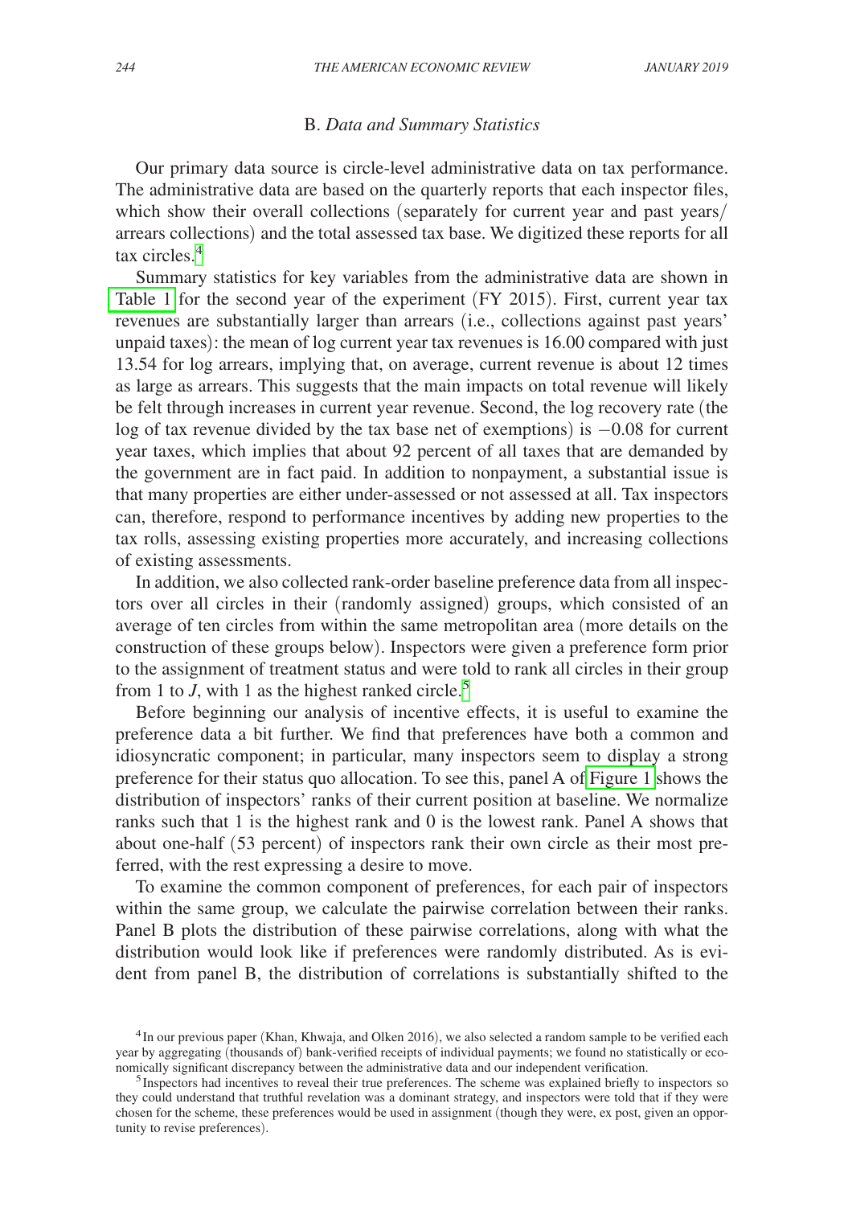### B. *Data and Summary Statistics*

Our primary data source is circle-level administrative data on tax performance. The administrative data are based on the quarterly reports that each inspector files, which show their overall collections (separately for current year and past years/arrears collections) and the total assessed tax base. We digitized these reports for all tax circles.[4]

Summary statistics for key variables from the administrative data are shown in Table 1 for the second year of the experiment (FY 2015). First, current year tax revenues are substantially larger than arrears (i.e., collections against past years' unpaid taxes): the mean of log current year tax revenues is 16.00 compared with just 13.54 for log arrears, implying that, on average, current revenue is about 12 times as large as arrears. This suggests that the main impacts on total revenue will likely be felt through increases in current year revenue. Second, the log recovery rate (the log of tax revenue divided by the tax base net of exemptions) is −0.08 for current year taxes, which implies that about 92 percent of all taxes that are demanded by the government are in fact paid. In addition to nonpayment, a substantial issue is that many properties are either under-assessed or not assessed at all. Tax inspectors can, therefore, respond to performance incentives by adding new properties to the tax rolls, assessing existing properties more accurately, and increasing collections of existing assessments.

In addition, we also collected rank-order baseline preference data from all inspectors over all circles in their (randomly assigned) groups, which consisted of an average of ten circles from within the same metropolitan area (more details on the construction of these groups below). Inspectors were given a preference form prior to the assignment of treatment status and were told to rank all circles in their group from 1 to $J$, with 1 as the highest ranked circle.[5]

Before beginning our analysis of incentive effects, it is useful to examine the preference data a bit further. We find that preferences have both a common and idiosyncratic component; in particular, many inspectors seem to display a strong preference for their status quo allocation. To see this, panel A of Figure 1 shows the distribution of inspectors' ranks of their current position at baseline. We normalize ranks such that 1 is the highest rank and 0 is the lowest rank. Panel A shows that about one-half (53 percent) of inspectors rank their own circle as their most preferred, with the rest expressing a desire to move.

To examine the common component of preferences, for each pair of inspectors within the same group, we calculate the pairwise correlation between their ranks. Panel B plots the distribution of these pairwise correlations, along with what the distribution would look like if preferences were randomly distributed. As is evident from panel B, the distribution of correlations is substantially shifted to the

[4] In our previous paper (Khan, Khwaja, and Olken 2016), we also selected a random sample to be verified each year by aggregating (thousands of) bank-verified receipts of individual payments; we found no statistically or economically significant discrepancy between the administrative data and our independent verification.

[5] Inspectors had incentives to reveal their true preferences. The scheme was explained briefly to inspectors so they could understand that truthful revelation was a dominant strategy, and inspectors were told that if they were chosen for the scheme, these preferences would be used in assignment (though they were, ex post, given an opportunity to revise preferences).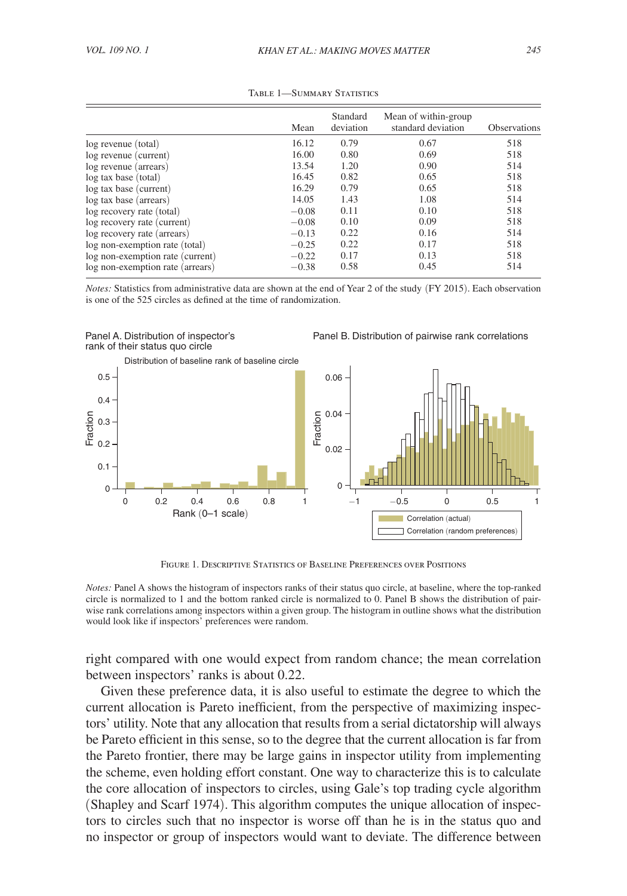Table 1—Summary Statistics

| | Mean | Standard deviation | Mean of within-group standard deviation | Observations |
|---|---|---|---|---|
| log revenue (total) | 16.12 | 0.79 | 0.67 | 518 |
| log revenue (current) | 16.00 | 0.80 | 0.69 | 518 |
| log revenue (arrears) | 13.54 | 1.20 | 0.90 | 514 |
| log tax base (total) | 16.45 | 0.82 | 0.65 | 518 |
| log tax base (current) | 16.29 | 0.79 | 0.65 | 518 |
| log tax base (arrears) | 14.05 | 1.43 | 1.08 | 514 |
| log recovery rate (total) | −0.08 | 0.11 | 0.10 | 518 |
| log recovery rate (current) | −0.08 | 0.10 | 0.09 | 518 |
| log recovery rate (arrears) | −0.13 | 0.22 | 0.16 | 514 |
| log non-exemption rate (total) | −0.25 | 0.22 | 0.17 | 518 |
| log non-exemption rate (current) | −0.22 | 0.17 | 0.13 | 518 |
| log non-exemption rate (arrears) | −0.38 | 0.58 | 0.45 | 514 |

*Notes:* Statistics from administrative data are shown at the end of Year 2 of the study (FY 2015). Each observation is one of the 525 circles as defined at the time of randomization.

Figure 1. Descriptive Statistics of Baseline Preferences over Positions

*Notes:* Panel A shows the histogram of inspectors ranks of their status quo circle, at baseline, where the top-ranked circle is normalized to 1 and the bottom ranked circle is normalized to 0. Panel B shows the distribution of pairwise rank correlations among inspectors within a given group. The histogram in outline shows what the distribution would look like if inspectors' preferences were random.

right compared with one would expect from random chance; the mean correlation between inspectors' ranks is about 0.22.

Given these preference data, it is also useful to estimate the degree to which the current allocation is Pareto inefficient, from the perspective of maximizing inspectors' utility. Note that any allocation that results from a serial dictatorship will always be Pareto efficient in this sense, so to the degree that the current allocation is far from the Pareto frontier, there may be large gains in inspector utility from implementing the scheme, even holding effort constant. One way to characterize this is to calculate the core allocation of inspectors to circles, using Gale's top trading cycle algorithm (Shapley and Scarf 1974). This algorithm computes the unique allocation of inspectors to circles such that no inspector is worse off than he is in the status quo and no inspector or group of inspectors would want to deviate. The difference between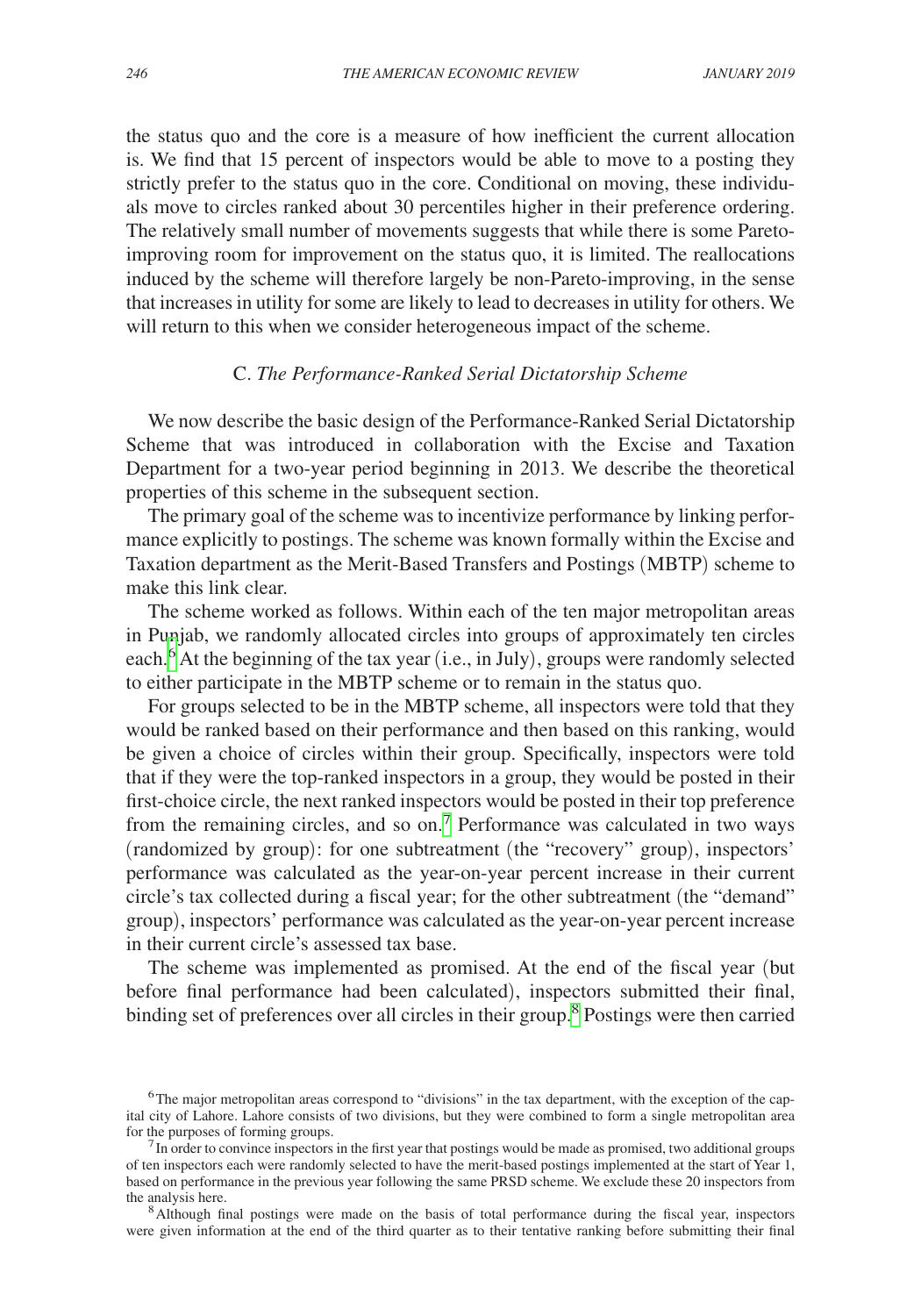the status quo and the core is a measure of how inefficient the current allocation is. We find that 15 percent of inspectors would be able to move to a posting they strictly prefer to the status quo in the core. Conditional on moving, these individuals move to circles ranked about 30 percentiles higher in their preference ordering. The relatively small number of movements suggests that while there is some Pareto-improving room for improvement on the status quo, it is limited. The reallocations induced by the scheme will therefore largely be non-Pareto-improving, in the sense that increases in utility for some are likely to lead to decreases in utility for others. We will return to this when we consider heterogeneous impact of the scheme.

### C. *The Performance-Ranked Serial Dictatorship Scheme*

We now describe the basic design of the Performance-Ranked Serial Dictatorship Scheme that was introduced in collaboration with the Excise and Taxation Department for a two-year period beginning in 2013. We describe the theoretical properties of this scheme in the subsequent section.

The primary goal of the scheme was to incentivize performance by linking performance explicitly to postings. The scheme was known formally within the Excise and Taxation department as the Merit-Based Transfers and Postings (MBTP) scheme to make this link clear.

The scheme worked as follows. Within each of the ten major metropolitan areas in Punjab, we randomly allocated circles into groups of approximately ten circles each.[6] At the beginning of the tax year (i.e., in July), groups were randomly selected to either participate in the MBTP scheme or to remain in the status quo.

For groups selected to be in the MBTP scheme, all inspectors were told that they would be ranked based on their performance and then based on this ranking, would be given a choice of circles within their group. Specifically, inspectors were told that if they were the top-ranked inspectors in a group, they would be posted in their first-choice circle, the next ranked inspectors would be posted in their top preference from the remaining circles, and so on.[7] Performance was calculated in two ways (randomized by group): for one subtreatment (the "recovery" group), inspectors' performance was calculated as the year-on-year percent increase in their current circle's tax collected during a fiscal year; for the other subtreatment (the "demand" group), inspectors' performance was calculated as the year-on-year percent increase in their current circle's assessed tax base.

The scheme was implemented as promised. At the end of the fiscal year (but before final performance had been calculated), inspectors submitted their final, binding set of preferences over all circles in their group.[8] Postings were then carried

[6] The major metropolitan areas correspond to "divisions" in the tax department, with the exception of the capital city of Lahore. Lahore consists of two divisions, but they were combined to form a single metropolitan area for the purposes of forming groups.

[7] In order to convince inspectors in the first year that postings would be made as promised, two additional groups of ten inspectors each were randomly selected to have the merit-based postings implemented at the start of Year 1, based on performance in the previous year following the same PRSD scheme. We exclude these 20 inspectors from the analysis here.

[8] Although final postings were made on the basis of total performance during the fiscal year, inspectors were given information at the end of the third quarter as to their tentative ranking before submitting their final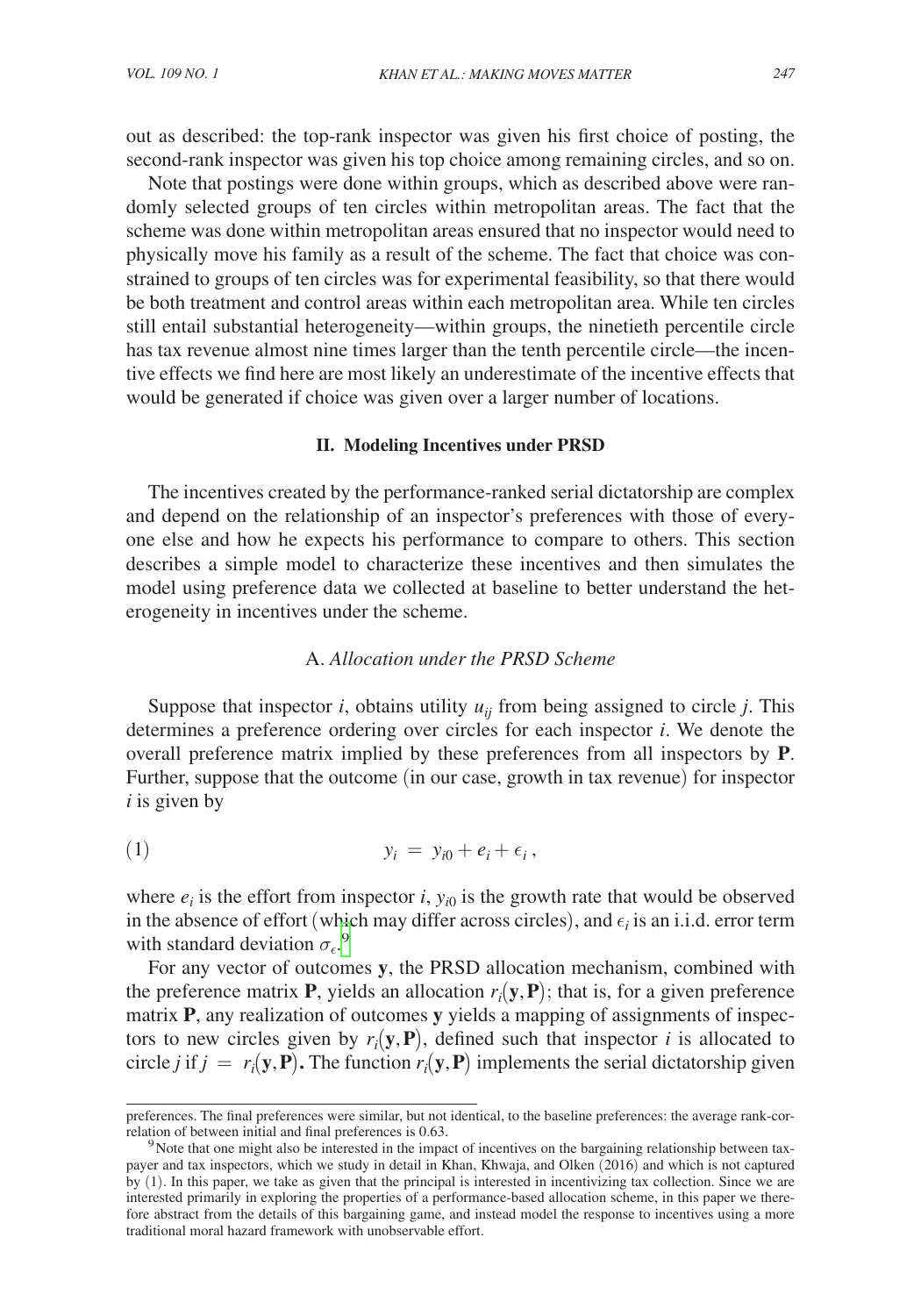out as described: the top-rank inspector was given his first choice of posting, the second-rank inspector was given his top choice among remaining circles, and so on.

Note that postings were done within groups, which as described above were randomly selected groups of ten circles within metropolitan areas. The fact that the scheme was done within metropolitan areas ensured that no inspector would need to physically move his family as a result of the scheme. The fact that choice was constrained to groups of ten circles was for experimental feasibility, so that there would be both treatment and control areas within each metropolitan area. While ten circles still entail substantial heterogeneity—within groups, the ninetieth percentile circle has tax revenue almost nine times larger than the tenth percentile circle—the incentive effects we find here are most likely an underestimate of the incentive effects that would be generated if choice was given over a larger number of locations.

## II. Modeling Incentives under PRSD

The incentives created by the performance-ranked serial dictatorship are complex and depend on the relationship of an inspector's preferences with those of everyone else and how he expects his performance to compare to others. This section describes a simple model to characterize these incentives and then simulates the model using preference data we collected at baseline to better understand the heterogeneity in incentives under the scheme.

### A. *Allocation under the PRSD Scheme*

Suppose that inspector $i$, obtains utility $u_{ij}$ from being assigned to circle $j$. This determines a preference ordering over circles for each inspector $i$. We denote the overall preference matrix implied by these preferences from all inspectors by $\mathbf{P}$. Further, suppose that the outcome (in our case, growth in tax revenue) for inspector $i$ is given by

$$y_i = y_{i0} + e_i + \epsilon_i, \tag{1}$$

where $e_i$ is the effort from inspector $i$, $y_{i0}$ is the growth rate that would be observed in the absence of effort (which may differ across circles), and $\epsilon_i$ is an i.i.d. error term with standard deviation $\sigma_\epsilon$.[9]

For any vector of outcomes $\mathbf{y}$, the PRSD allocation mechanism, combined with the preference matrix $\mathbf{P}$, yields an allocation $r_i(\mathbf{y}, \mathbf{P})$; that is, for a given preference matrix $\mathbf{P}$, any realization of outcomes $\mathbf{y}$ yields a mapping of assignments of inspectors to new circles given by $r_i(\mathbf{y}, \mathbf{P})$, defined such that inspector $i$ is allocated to circle $j$ if $j = r_i(\mathbf{y}, \mathbf{P})$. The function $r_i(\mathbf{y}, \mathbf{P})$ implements the serial dictatorship given

---

preferences. The final preferences were similar, but not identical, to the baseline preferences: the average rank-correlation of between initial and final preferences is 0.63.

[9] Note that one might also be interested in the impact of incentives on the bargaining relationship between taxpayer and tax inspectors, which we study in detail in Khan, Khwaja, and Olken (2016) and which is not captured by (1). In this paper, we take as given that the principal is interested in incentivizing tax collection. Since we are interested primarily in exploring the properties of a performance-based allocation scheme, in this paper we therefore abstract from the details of this bargaining game, and instead model the response to incentives using a more traditional moral hazard framework with unobservable effort.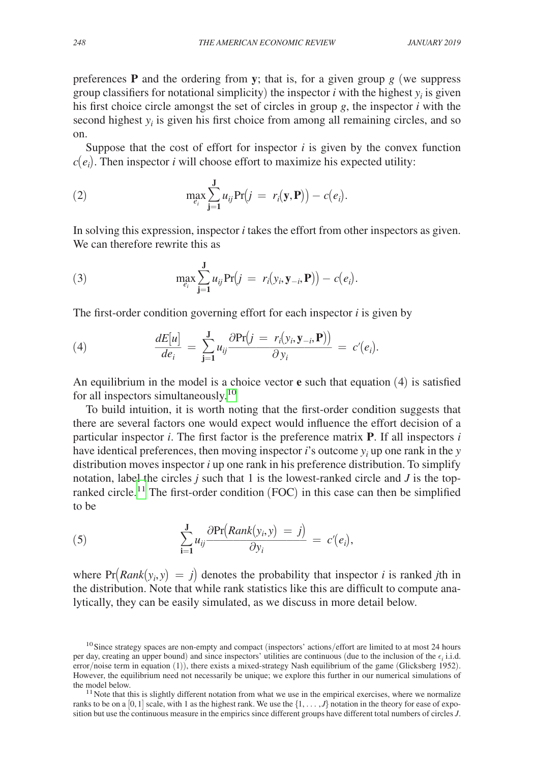preferences $\mathbf{P}$ and the ordering from $\mathbf{y}$; that is, for a given group $g$ (we suppress group classifiers for notational simplicity) the inspector $i$ with the highest $y_i$ is given his first choice circle amongst the set of circles in group $g$, the inspector $i$ with the second highest $y_i$ is given his first choice from among all remaining circles, and so on.

Suppose that the cost of effort for inspector $i$ is given by the convex function $c(e_i)$. Then inspector $i$ will choose effort to maximize his expected utility:

$$\max_{e_i} \sum_{\mathbf{j=1}}^{\mathbf{J}} u_{ij} \Pr\big(j = r_i(\mathbf{y}, \mathbf{P})\big) - c(e_i). \tag{2}$$

In solving this expression, inspector $i$ takes the effort from other inspectors as given. We can therefore rewrite this as

$$\max_{e_i} \sum_{\mathbf{j=1}}^{\mathbf{J}} u_{ij} \Pr\big(j = r_i(y_i, \mathbf{y}_{-i}, \mathbf{P})\big) - c(e_i). \tag{3}$$

The first-order condition governing effort for each inspector $i$ is given by

$$\frac{dE[u]}{de_i} = \sum_{\mathbf{j=1}}^{\mathbf{J}} u_{ij} \frac{\partial \Pr\big(j = r_i(y_i, \mathbf{y}_{-i}, \mathbf{P})\big)}{\partial y_i} = c'(e_i). \tag{4}$$

An equilibrium in the model is a choice vector $\mathbf{e}$ such that equation (4) is satisfied for all inspectors simultaneously.[10]

To build intuition, it is worth noting that the first-order condition suggests that there are several factors one would expect would influence the effort decision of a particular inspector $i$. The first factor is the preference matrix $\mathbf{P}$. If all inspectors $i$ have identical preferences, then moving inspector $i$'s outcome $y_i$ up one rank in the $y$ distribution moves inspector $i$ up one rank in his preference distribution. To simplify notation, label the circles $j$ such that 1 is the lowest-ranked circle and $J$ is the top-ranked circle.[11] The first-order condition (FOC) in this case can then be simplified to be

$$\sum_{\mathbf{i=1}}^{\mathbf{J}} u_{ij} \frac{\partial \Pr\big(Rank(y_i, y) = j\big)}{\partial y_i} = c'(e_i), \tag{5}$$

where $\Pr\big(Rank(y_i, y) = j\big)$ denotes the probability that inspector $i$ is ranked $j$th in the distribution. Note that while rank statistics like this are difficult to compute analytically, they can be easily simulated, as we discuss in more detail below.

[10] Since strategy spaces are non-empty and compact (inspectors' actions/effort are limited to at most 24 hours per day, creating an upper bound) and since inspectors' utilities are continuous (due to the inclusion of the $\epsilon_i$ i.i.d. error/noise term in equation (1)), there exists a mixed-strategy Nash equilibrium of the game (Glicksberg 1952). However, the equilibrium need not necessarily be unique; we explore this further in our numerical simulations of the model below.

[11] Note that this is slightly different notation from what we use in the empirical exercises, where we normalize ranks to be on a $[0, 1]$ scale, with 1 as the highest rank. We use the $\{1, \ldots, J\}$ notation in the theory for ease of exposition but use the continuous measure in the empirics since different groups have different total numbers of circles $J$.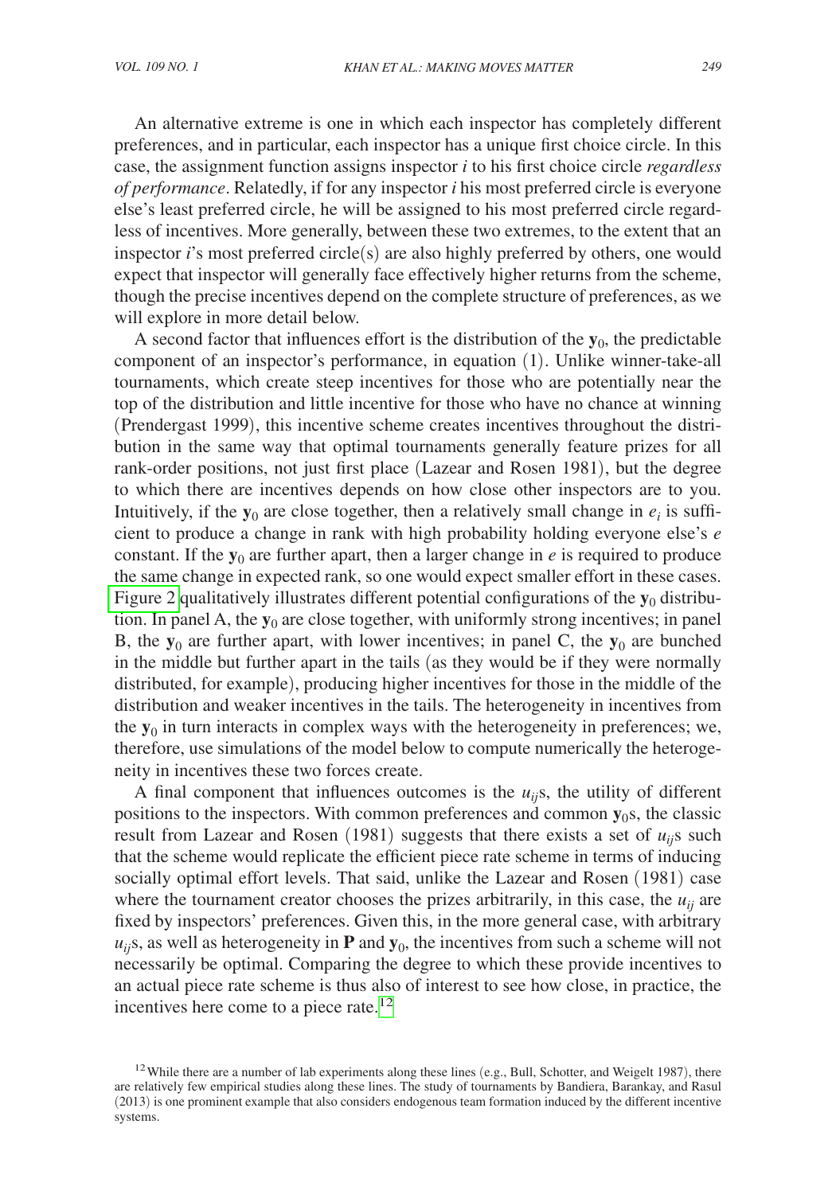An alternative extreme is one in which each inspector has completely different preferences, and in particular, each inspector has a unique first choice circle. In this case, the assignment function assigns inspector $i$ to his first choice circle *regardless of performance*. Relatedly, if for any inspector $i$ his most preferred circle is everyone else's least preferred circle, he will be assigned to his most preferred circle regardless of incentives. More generally, between these two extremes, to the extent that an inspector $i$'s most preferred circle(s) are also highly preferred by others, one would expect that inspector will generally face effectively higher returns from the scheme, though the precise incentives depend on the complete structure of preferences, as we will explore in more detail below.

A second factor that influences effort is the distribution of the $\mathbf{y}_0$, the predictable component of an inspector's performance, in equation (1). Unlike winner-take-all tournaments, which create steep incentives for those who are potentially near the top of the distribution and little incentive for those who have no chance at winning (Prendergast 1999), this incentive scheme creates incentives throughout the distribution in the same way that optimal tournaments generally feature prizes for all rank-order positions, not just first place (Lazear and Rosen 1981), but the degree to which there are incentives depends on how close other inspectors are to you. Intuitively, if the $\mathbf{y}_0$ are close together, then a relatively small change in $e_i$ is sufficient to produce a change in rank with high probability holding everyone else's $e$ constant. If the $\mathbf{y}_0$ are further apart, then a larger change in $e$ is required to produce the same change in expected rank, so one would expect smaller effort in these cases. Figure 2 qualitatively illustrates different potential configurations of the $\mathbf{y}_0$ distribution. In panel A, the $\mathbf{y}_0$ are close together, with uniformly strong incentives; in panel B, the $\mathbf{y}_0$ are further apart, with lower incentives; in panel C, the $\mathbf{y}_0$ are bunched in the middle but further apart in the tails (as they would be if they were normally distributed, for example), producing higher incentives for those in the middle of the distribution and weaker incentives in the tails. The heterogeneity in incentives from the $\mathbf{y}_0$ in turn interacts in complex ways with the heterogeneity in preferences; we, therefore, use simulations of the model below to compute numerically the heterogeneity in incentives these two forces create.

A final component that influences outcomes is the $u_{ij}$s, the utility of different positions to the inspectors. With common preferences and common $\mathbf{y}_0$s, the classic result from Lazear and Rosen (1981) suggests that there exists a set of $u_{ij}$s such that the scheme would replicate the efficient piece rate scheme in terms of inducing socially optimal effort levels. That said, unlike the Lazear and Rosen (1981) case where the tournament creator chooses the prizes arbitrarily, in this case, the $u_{ij}$ are fixed by inspectors' preferences. Given this, in the more general case, with arbitrary $u_{ij}$s, as well as heterogeneity in $\mathbf{P}$ and $\mathbf{y}_0$, the incentives from such a scheme will not necessarily be optimal. Comparing the degree to which these provide incentives to an actual piece rate scheme is thus also of interest to see how close, in practice, the incentives here come to a piece rate.[12]

[12] While there are a number of lab experiments along these lines (e.g., Bull, Schotter, and Weigelt 1987), there are relatively few empirical studies along these lines. The study of tournaments by Bandiera, Barankay, and Rasul (2013) is one prominent example that also considers endogenous team formation induced by the different incentive systems.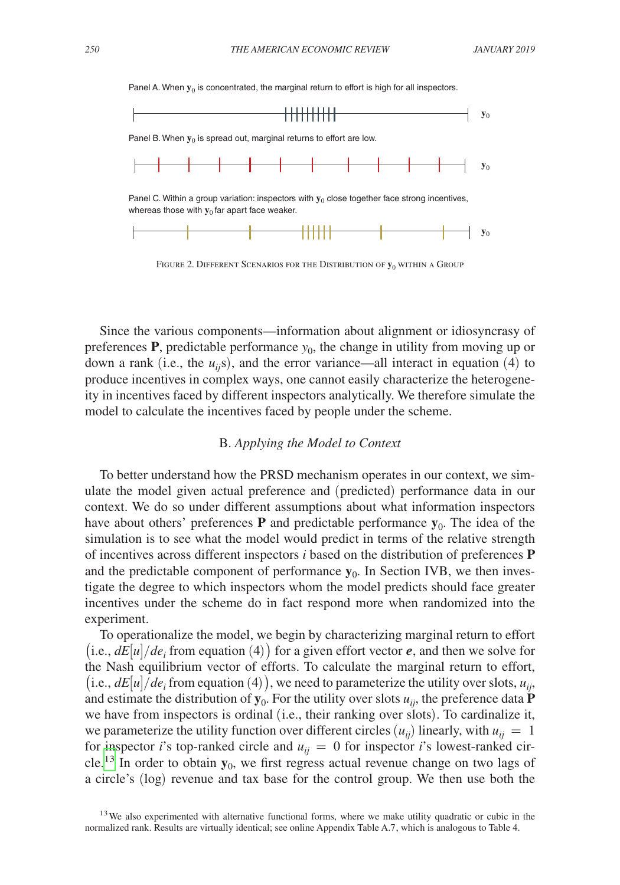Panel A. When $\mathbf{y}_0$ is concentrated, the marginal return to effort is high for all inspectors.

Panel B. When $\mathbf{y}_0$ is spread out, marginal returns to effort are low.

Panel C. Within a group variation: inspectors with $\mathbf{y}_0$ close together face strong incentives, whereas those with $\mathbf{y}_0$ far apart face weaker.

Figure 2. Different Scenarios for the Distribution of $\mathbf{y}_0$ within a Group

Since the various components—information about alignment or idiosyncrasy of preferences $\mathbf{P}$, predictable performance $y_0$, the change in utility from moving up or down a rank (i.e., the $u_{ij}$s), and the error variance—all interact in equation (4) to produce incentives in complex ways, one cannot easily characterize the heterogeneity in incentives faced by different inspectors analytically. We therefore simulate the model to calculate the incentives faced by people under the scheme.

### B. *Applying the Model to Context*

To better understand how the PRSD mechanism operates in our context, we simulate the model given actual preference and (predicted) performance data in our context. We do so under different assumptions about what information inspectors have about others' preferences $\mathbf{P}$ and predictable performance $\mathbf{y}_0$. The idea of the simulation is to see what the model would predict in terms of the relative strength of incentives across different inspectors $i$ based on the distribution of preferences $\mathbf{P}$ and the predictable component of performance $\mathbf{y}_0$. In Section IVB, we then investigate the degree to which inspectors whom the model predicts should face greater incentives under the scheme do in fact respond more when randomized into the experiment.

To operationalize the model, we begin by characterizing marginal return to effort $\big($i.e., $dE[u]/de_i$ from equation (4)$\big)$ for a given effort vector $\boldsymbol{e}$, and then we solve for the Nash equilibrium vector of efforts. To calculate the marginal return to effort, $\big($i.e., $dE[u]/de_i$ from equation (4)$\big)$, we need to parameterize the utility over slots, $u_{ij}$, and estimate the distribution of $\mathbf{y}_0$. For the utility over slots $u_{ij}$, the preference data $\mathbf{P}$ we have from inspectors is ordinal (i.e., their ranking over slots). To cardinalize it, we parameterize the utility function over different circles ($u_{ij}$) linearly, with $u_{ij} = 1$ for inspector $i$'s top-ranked circle and $u_{ij} = 0$ for inspector $i$'s lowest-ranked circle.[13] In order to obtain $\mathbf{y}_0$, we first regress actual revenue change on two lags of a circle's (log) revenue and tax base for the control group. We then use both the

[13] We also experimented with alternative functional forms, where we make utility quadratic or cubic in the normalized rank. Results are virtually identical; see online Appendix Table A.7, which is analogous to Table 4.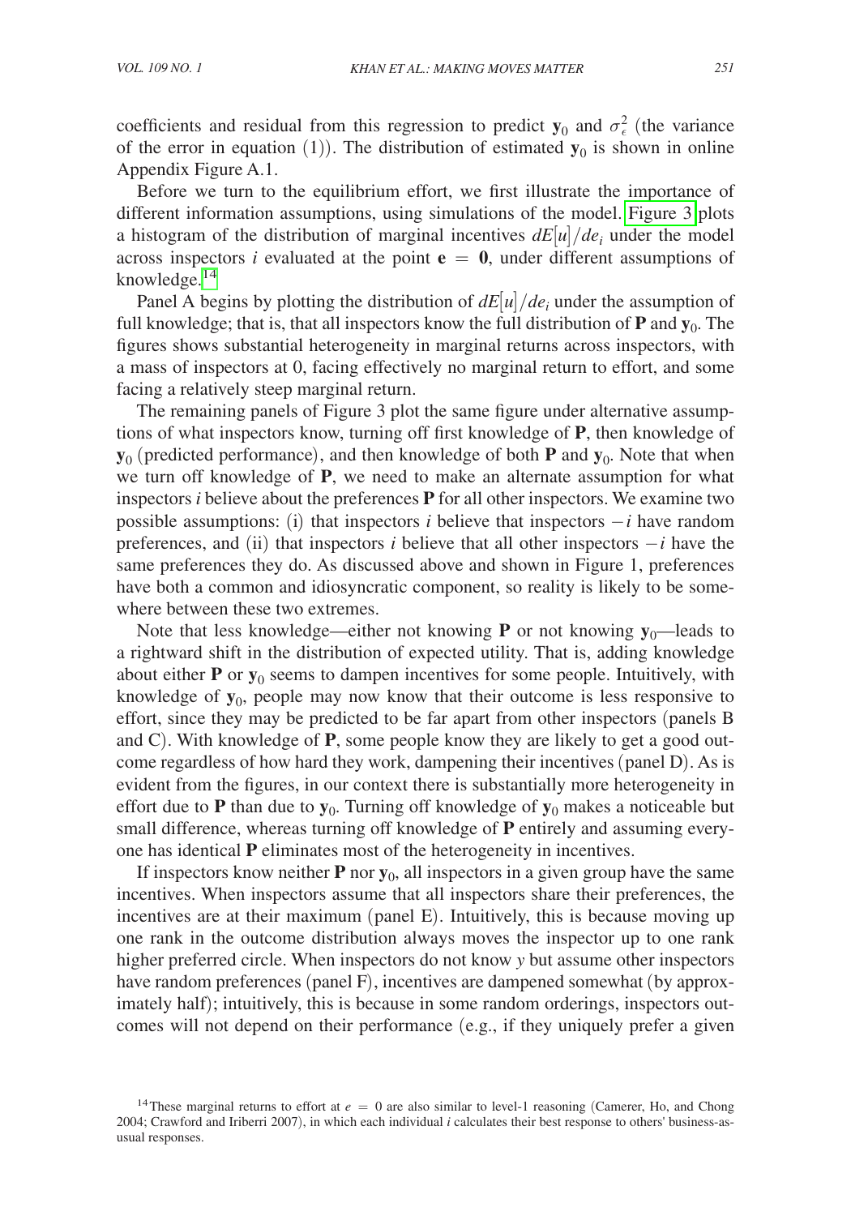coefficients and residual from this regression to predict $\mathbf{y}_0$ and $\sigma_\epsilon^2$ (the variance of the error in equation (1)). The distribution of estimated $\mathbf{y}_0$ is shown in online Appendix Figure A.1.

Before we turn to the equilibrium effort, we first illustrate the importance of different information assumptions, using simulations of the model. Figure 3 plots a histogram of the distribution of marginal incentives $dE[u]/de_i$ under the model across inspectors $i$ evaluated at the point $\mathbf{e} = \mathbf{0}$, under different assumptions of knowledge.[14]

Panel A begins by plotting the distribution of $dE[u]/de_i$ under the assumption of full knowledge; that is, that all inspectors know the full distribution of $\mathbf{P}$ and $\mathbf{y}_0$. The figures shows substantial heterogeneity in marginal returns across inspectors, with a mass of inspectors at 0, facing effectively no marginal return to effort, and some facing a relatively steep marginal return.

The remaining panels of Figure 3 plot the same figure under alternative assumptions of what inspectors know, turning off first knowledge of $\mathbf{P}$, then knowledge of $\mathbf{y}_0$ (predicted performance), and then knowledge of both $\mathbf{P}$ and $\mathbf{y}_0$. Note that when we turn off knowledge of $\mathbf{P}$, we need to make an alternate assumption for what inspectors $i$ believe about the preferences $\mathbf{P}$ for all other inspectors. We examine two possible assumptions: (i) that inspectors $i$ believe that inspectors $-i$ have random preferences, and (ii) that inspectors $i$ believe that all other inspectors $-i$ have the same preferences they do. As discussed above and shown in Figure 1, preferences have both a common and idiosyncratic component, so reality is likely to be somewhere between these two extremes.

Note that less knowledge—either not knowing $\mathbf{P}$ or not knowing $\mathbf{y}_0$—leads to a rightward shift in the distribution of expected utility. That is, adding knowledge about either $\mathbf{P}$ or $\mathbf{y}_0$ seems to dampen incentives for some people. Intuitively, with knowledge of $\mathbf{y}_0$, people may now know that their outcome is less responsive to effort, since they may be predicted to be far apart from other inspectors (panels B and C). With knowledge of $\mathbf{P}$, some people know they are likely to get a good outcome regardless of how hard they work, dampening their incentives (panel D). As is evident from the figures, in our context there is substantially more heterogeneity in effort due to $\mathbf{P}$ than due to $\mathbf{y}_0$. Turning off knowledge of $\mathbf{y}_0$ makes a noticeable but small difference, whereas turning off knowledge of $\mathbf{P}$ entirely and assuming everyone has identical $\mathbf{P}$ eliminates most of the heterogeneity in incentives.

If inspectors know neither $\mathbf{P}$ nor $\mathbf{y}_0$, all inspectors in a given group have the same incentives. When inspectors assume that all inspectors share their preferences, the incentives are at their maximum (panel E). Intuitively, this is because moving up one rank in the outcome distribution always moves the inspector up to one rank higher preferred circle. When inspectors do not know $y$ but assume other inspectors have random preferences (panel F), incentives are dampened somewhat (by approximately half); intuitively, this is because in some random orderings, inspectors outcomes will not depend on their performance (e.g., if they uniquely prefer a given

[14] These marginal returns to effort at $e = 0$ are also similar to level-1 reasoning (Camerer, Ho, and Chong 2004; Crawford and Iriberri 2007), in which each individual $i$ calculates their best response to others' business-as-usual responses.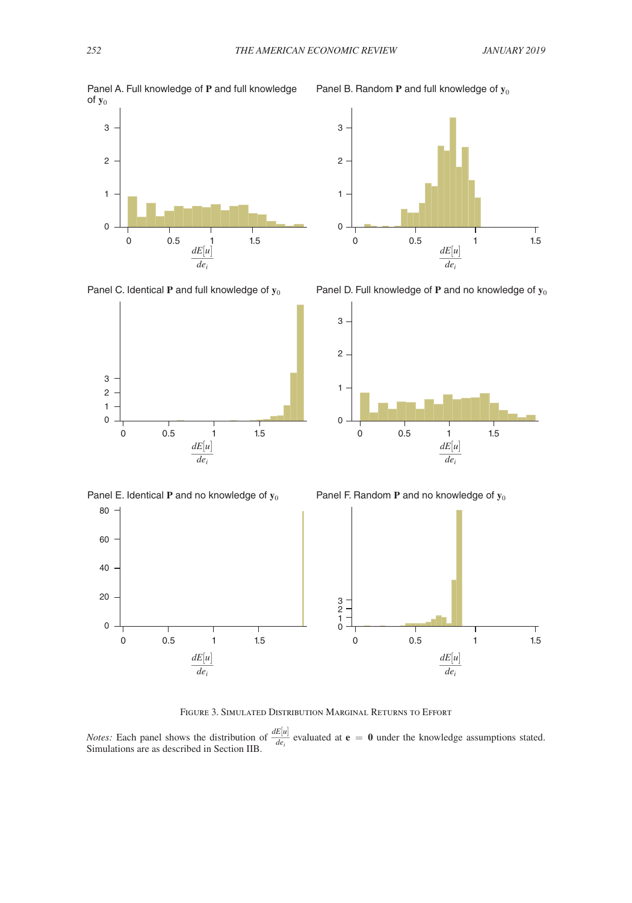Panel A. Full knowledge of **P** and full knowledge of $\mathbf{y}_0$

Panel B. Random **P** and full knowledge of $\mathbf{y}_0$

Panel C. Identical **P** and full knowledge of $\mathbf{y}_0$

Panel D. Full knowledge of **P** and no knowledge of $\mathbf{y}_0$

Panel E. Identical **P** and no knowledge of $\mathbf{y}_0$

Panel F. Random **P** and no knowledge of $\mathbf{y}_0$

Figure 3. Simulated Distribution Marginal Returns to Effort

*Notes:* Each panel shows the distribution of $\frac{dE[u]}{de_i}$ evaluated at $\mathbf{e} = \mathbf{0}$ under the knowledge assumptions stated. Simulations are as described in Section IIB.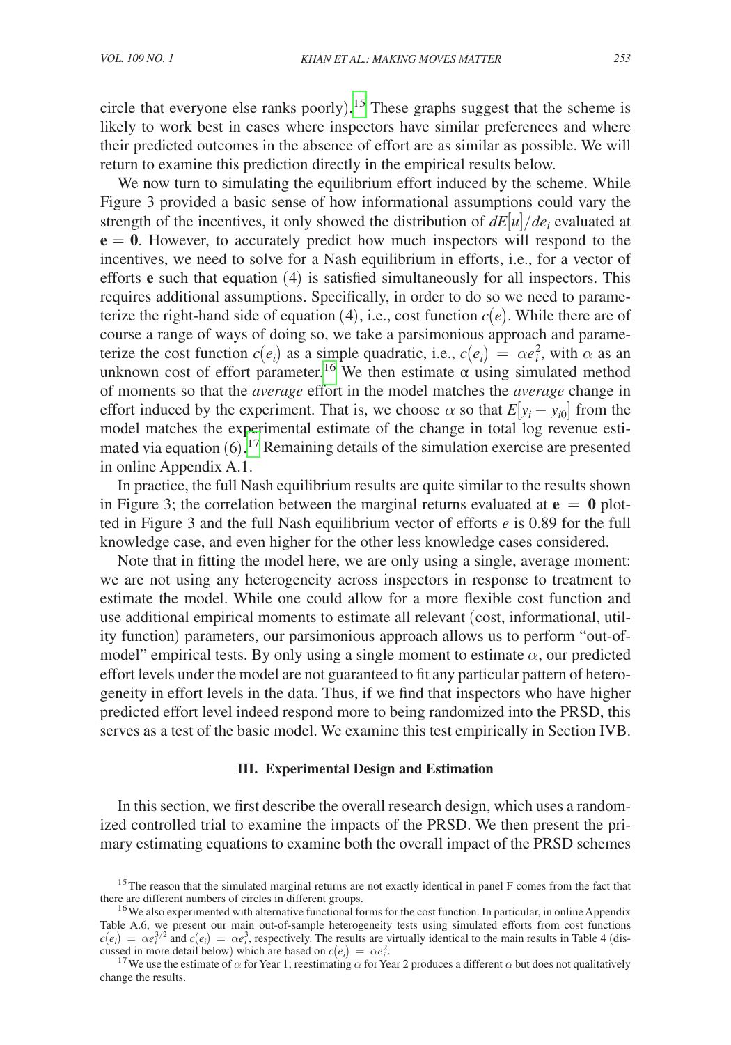circle that everyone else ranks poorly).[15] These graphs suggest that the scheme is likely to work best in cases where inspectors have similar preferences and where their predicted outcomes in the absence of effort are as similar as possible. We will return to examine this prediction directly in the empirical results below.

We now turn to simulating the equilibrium effort induced by the scheme. While Figure 3 provided a basic sense of how informational assumptions could vary the strength of the incentives, it only showed the distribution of $dE[u]/de_i$ evaluated at $\mathbf{e} = \mathbf{0}$. However, to accurately predict how much inspectors will respond to the incentives, we need to solve for a Nash equilibrium in efforts, i.e., for a vector of efforts $\mathbf{e}$ such that equation (4) is satisfied simultaneously for all inspectors. This requires additional assumptions. Specifically, in order to do so we need to parameterize the right-hand side of equation (4), i.e., cost function $c(e)$. While there are of course a range of ways of doing so, we take a parsimonious approach and parameterize the cost function $c(e_i)$ as a simple quadratic, i.e., $c(e_i) = \alpha e_i^2$, with $\alpha$ as an unknown cost of effort parameter.[16] We then estimate $\alpha$ using simulated method of moments so that the *average* effort in the model matches the *average* change in effort induced by the experiment. That is, we choose $\alpha$ so that $E[y_i - y_{i0}]$ from the model matches the experimental estimate of the change in total log revenue estimated via equation (6).[17] Remaining details of the simulation exercise are presented in online Appendix A.1.

In practice, the full Nash equilibrium results are quite similar to the results shown in Figure 3; the correlation between the marginal returns evaluated at $\mathbf{e} = \mathbf{0}$ plotted in Figure 3 and the full Nash equilibrium vector of efforts $e$ is 0.89 for the full knowledge case, and even higher for the other less knowledge cases considered.

Note that in fitting the model here, we are only using a single, average moment: we are not using any heterogeneity across inspectors in response to treatment to estimate the model. While one could allow for a more flexible cost function and use additional empirical moments to estimate all relevant (cost, informational, utility function) parameters, our parsimonious approach allows us to perform "out-of-model" empirical tests. By only using a single moment to estimate $\alpha$, our predicted effort levels under the model are not guaranteed to fit any particular pattern of heterogeneity in effort levels in the data. Thus, if we find that inspectors who have higher predicted effort level indeed respond more to being randomized into the PRSD, this serves as a test of the basic model. We examine this test empirically in Section IVB.

## III. Experimental Design and Estimation

In this section, we first describe the overall research design, which uses a randomized controlled trial to examine the impacts of the PRSD. We then present the primary estimating equations to examine both the overall impact of the PRSD schemes

---

[15] The reason that the simulated marginal returns are not exactly identical in panel F comes from the fact that there are different numbers of circles in different groups.

[16] We also experimented with alternative functional forms for the cost function. In particular, in online Appendix Table A.6, we present our main out-of-sample heterogeneity tests using simulated efforts from cost functions $c(e_i) = \alpha e_i^{3/2}$ and $c(e_i) = \alpha e_i^3$, respectively. The results are virtually identical to the main results in Table 4 (discussed in more detail below) which are based on $c(e_i) = \alpha e_i^2$.

[17] We use the estimate of $\alpha$ for Year 1; reestimating $\alpha$ for Year 2 produces a different $\alpha$ but does not qualitatively change the results.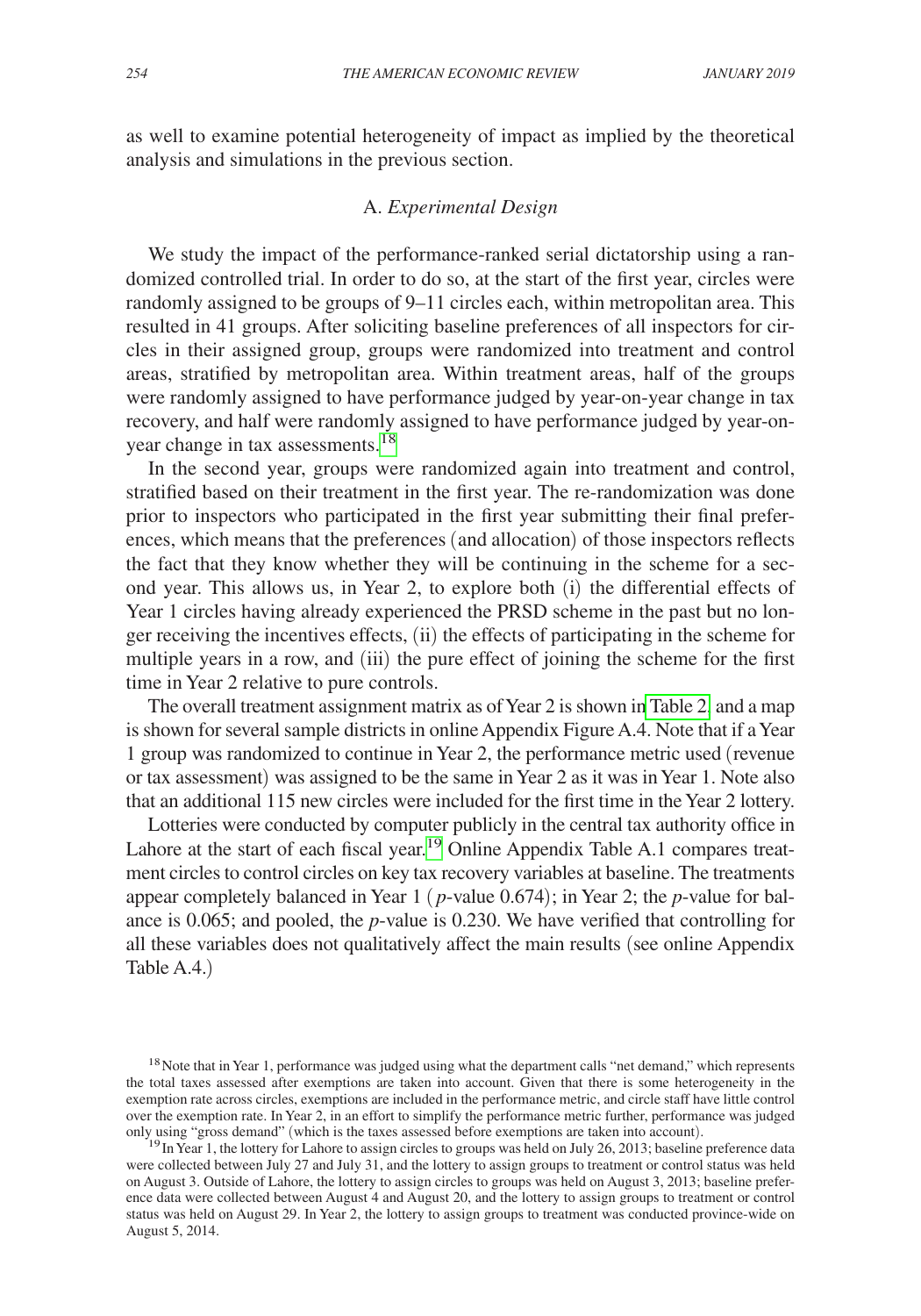as well to examine potential heterogeneity of impact as implied by the theoretical analysis and simulations in the previous section.

### A. *Experimental Design*

We study the impact of the performance-ranked serial dictatorship using a randomized controlled trial. In order to do so, at the start of the first year, circles were randomly assigned to be groups of 9–11 circles each, within metropolitan area. This resulted in 41 groups. After soliciting baseline preferences of all inspectors for circles in their assigned group, groups were randomized into treatment and control areas, stratified by metropolitan area. Within treatment areas, half of the groups were randomly assigned to have performance judged by year-on-year change in tax recovery, and half were randomly assigned to have performance judged by year-on-year change in tax assessments.[18]

In the second year, groups were randomized again into treatment and control, stratified based on their treatment in the first year. The re-randomization was done prior to inspectors who participated in the first year submitting their final preferences, which means that the preferences (and allocation) of those inspectors reflects the fact that they know whether they will be continuing in the scheme for a second year. This allows us, in Year 2, to explore both (i) the differential effects of Year 1 circles having already experienced the PRSD scheme in the past but no longer receiving the incentives effects, (ii) the effects of participating in the scheme for multiple years in a row, and (iii) the pure effect of joining the scheme for the first time in Year 2 relative to pure controls.

The overall treatment assignment matrix as of Year 2 is shown in Table 2, and a map is shown for several sample districts in online Appendix Figure A.4. Note that if a Year 1 group was randomized to continue in Year 2, the performance metric used (revenue or tax assessment) was assigned to be the same in Year 2 as it was in Year 1. Note also that an additional 115 new circles were included for the first time in the Year 2 lottery.

Lotteries were conducted by computer publicly in the central tax authority office in Lahore at the start of each fiscal year.[19] Online Appendix Table A.1 compares treatment circles to control circles on key tax recovery variables at baseline. The treatments appear completely balanced in Year 1 ($p$-value 0.674); in Year 2; the $p$-value for balance is 0.065; and pooled, the $p$-value is 0.230. We have verified that controlling for all these variables does not qualitatively affect the main results (see online Appendix Table A.4.)

[18] Note that in Year 1, performance was judged using what the department calls "net demand," which represents the total taxes assessed after exemptions are taken into account. Given that there is some heterogeneity in the exemption rate across circles, exemptions are included in the performance metric, and circle staff have little control over the exemption rate. In Year 2, in an effort to simplify the performance metric further, performance was judged only using "gross demand" (which is the taxes assessed before exemptions are taken into account).

[19] In Year 1, the lottery for Lahore to assign circles to groups was held on July 26, 2013; baseline preference data were collected between July 27 and July 31, and the lottery to assign groups to treatment or control status was held on August 3. Outside of Lahore, the lottery to assign circles to groups was held on August 3, 2013; baseline preference data were collected between August 4 and August 20, and the lottery to assign groups to treatment or control status was held on August 29. In Year 2, the lottery to assign groups to treatment was conducted province-wide on August 5, 2014.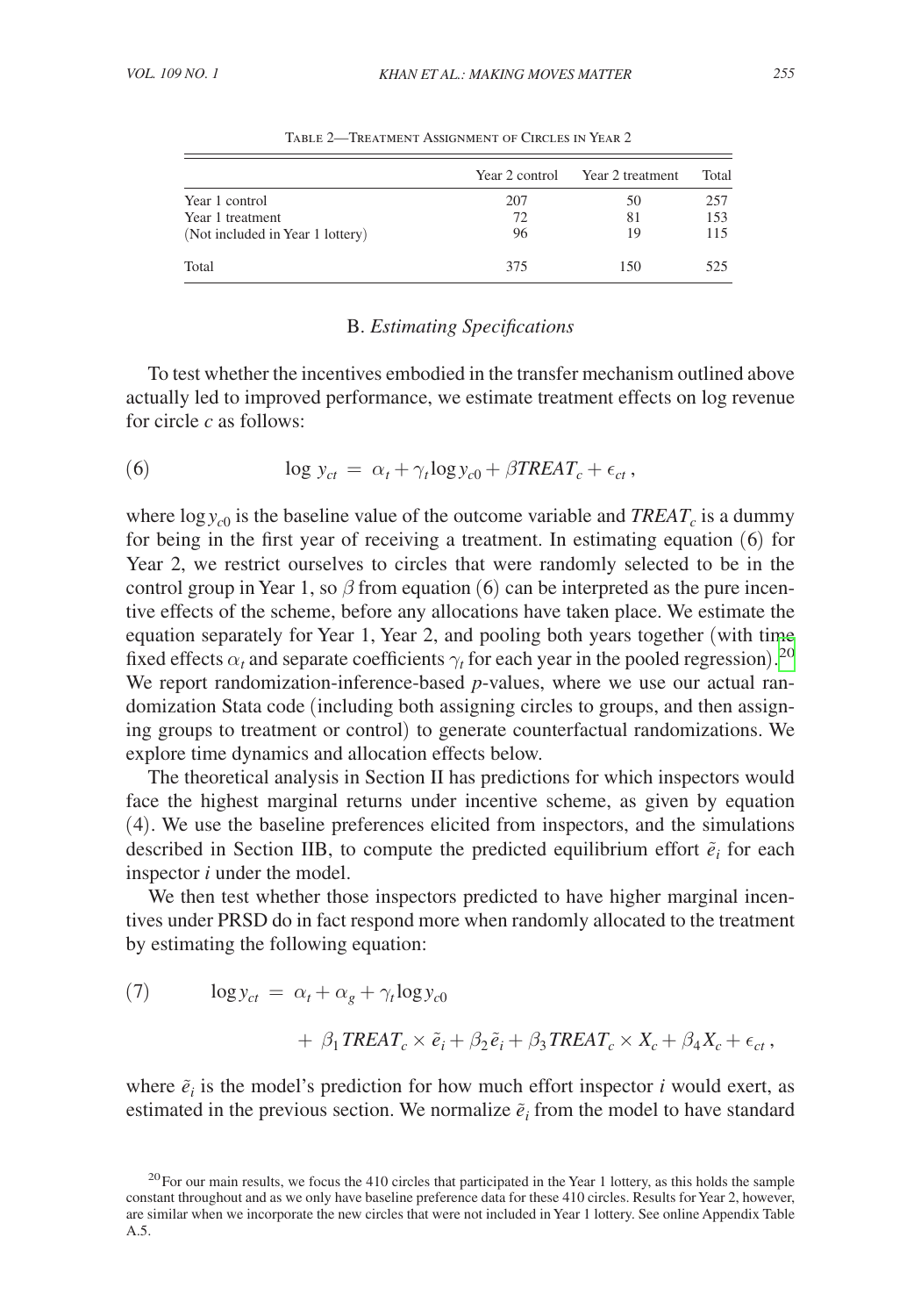Table 2—Treatment Assignment of Circles in Year 2

| | Year 2 control | Year 2 treatment | Total |
|---|---|---|---|
| Year 1 control | 207 | 50 | 257 |
| Year 1 treatment | 72 | 81 | 153 |
| (Not included in Year 1 lottery) | 96 | 19 | 115 |
| Total | 375 | 150 | 525 |

### B. *Estimating Specifications*

To test whether the incentives embodied in the transfer mechanism outlined above actually led to improved performance, we estimate treatment effects on log revenue for circle $c$ as follows:

$$\log\, y_{ct} \;=\; \alpha_t + \gamma_t \log y_{c0} + \beta TREAT_c + \epsilon_{ct}\,, \tag{6}$$

where $\log y_{c0}$ is the baseline value of the outcome variable and $TREAT_c$ is a dummy for being in the first year of receiving a treatment. In estimating equation (6) for Year 2, we restrict ourselves to circles that were randomly selected to be in the control group in Year 1, so $\beta$ from equation (6) can be interpreted as the pure incentive effects of the scheme, before any allocations have taken place. We estimate the equation separately for Year 1, Year 2, and pooling both years together (with time fixed effects $\alpha_t$ and separate coefficients $\gamma_t$ for each year in the pooled regression).[20] We report randomization-inference-based $p$-values, where we use our actual randomization Stata code (including both assigning circles to groups, and then assigning groups to treatment or control) to generate counterfactual randomizations. We explore time dynamics and allocation effects below.

The theoretical analysis in Section II has predictions for which inspectors would face the highest marginal returns under incentive scheme, as given by equation (4). We use the baseline preferences elicited from inspectors, and the simulations described in Section IIB, to compute the predicted equilibrium effort $\tilde{e}_i$ for each inspector $i$ under the model.

We then test whether those inspectors predicted to have higher marginal incentives under PRSD do in fact respond more when randomly allocated to the treatment by estimating the following equation:

$$\begin{aligned}\log y_{ct} \;=\;& \alpha_t + \alpha_g + \gamma_t \log y_{c0} \\ &+\; \beta_1 TREAT_c \times \tilde{e}_i + \beta_2 \tilde{e}_i + \beta_3 TREAT_c \times X_c + \beta_4 X_c + \epsilon_{ct}\,,\end{aligned} \tag{7}$$

where $\tilde{e}_i$ is the model's prediction for how much effort inspector $i$ would exert, as estimated in the previous section. We normalize $\tilde{e}_i$ from the model to have standard

[20] For our main results, we focus the 410 circles that participated in the Year 1 lottery, as this holds the sample constant throughout and as we only have baseline preference data for these 410 circles. Results for Year 2, however, are similar when we incorporate the new circles that were not included in Year 1 lottery. See online Appendix Table A.5.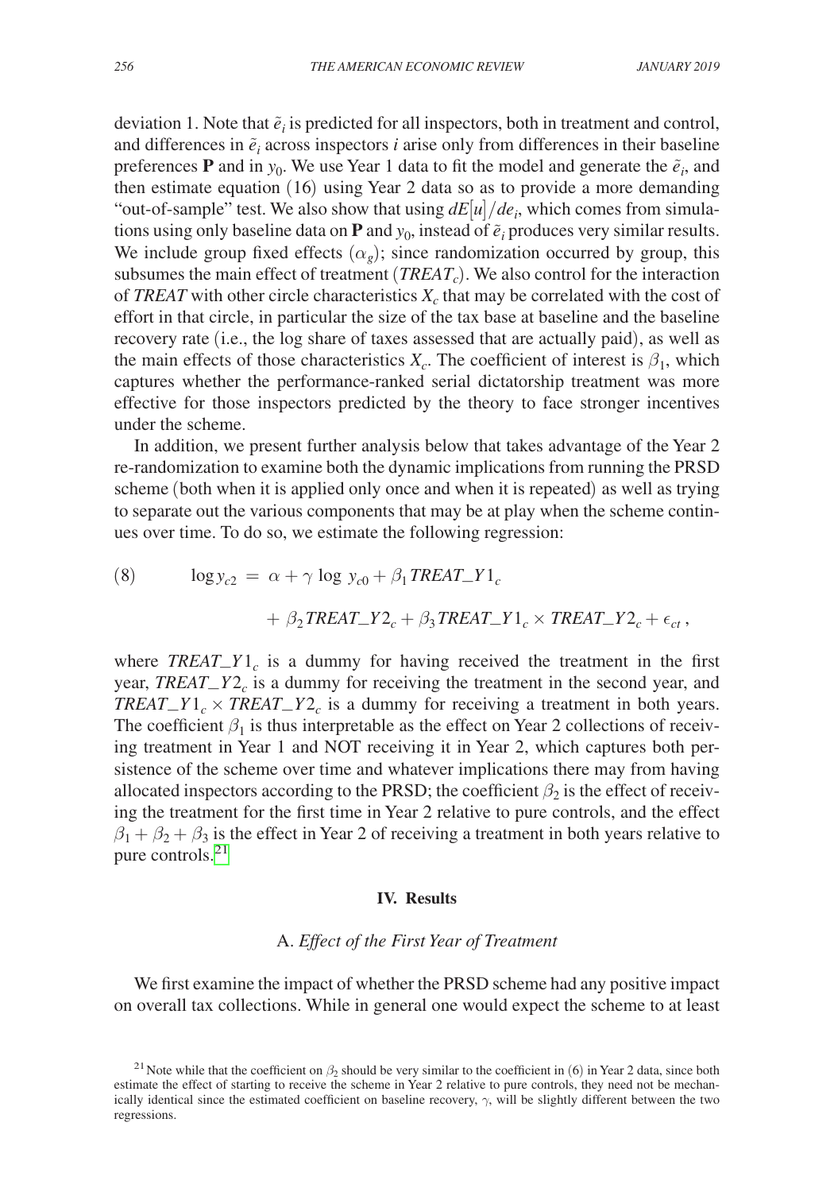deviation 1. Note that $\tilde{e}_i$ is predicted for all inspectors, both in treatment and control, and differences in $\tilde{e}_i$ across inspectors $i$ arise only from differences in their baseline preferences $\mathbf{P}$ and in $y_0$. We use Year 1 data to fit the model and generate the $\tilde{e}_i$, and then estimate equation (16) using Year 2 data so as to provide a more demanding "out-of-sample" test. We also show that using $dE[u]/de_i$, which comes from simulations using only baseline data on $\mathbf{P}$ and $y_0$, instead of $\tilde{e}_i$ produces very similar results. We include group fixed effects ($\alpha_g$); since randomization occurred by group, this subsumes the main effect of treatment ($TREAT_c$). We also control for the interaction of *TREAT* with other circle characteristics $X_c$ that may be correlated with the cost of effort in that circle, in particular the size of the tax base at baseline and the baseline recovery rate (i.e., the log share of taxes assessed that are actually paid), as well as the main effects of those characteristics $X_c$. The coefficient of interest is $\beta_1$, which captures whether the performance-ranked serial dictatorship treatment was more effective for those inspectors predicted by the theory to face stronger incentives under the scheme.

In addition, we present further analysis below that takes advantage of the Year 2 re-randomization to examine both the dynamic implications from running the PRSD scheme (both when it is applied only once and when it is repeated) as well as trying to separate out the various components that may be at play when the scheme continues over time. To do so, we estimate the following regression:

$$\text{(8)} \qquad \log y_{c2} \, = \, \alpha + \gamma \log \, y_{c0} + \beta_1 TREAT\_Y1_c + \beta_2 TREAT\_Y2_c + \beta_3 TREAT\_Y1_c \times TREAT\_Y2_c + \epsilon_{ct} \, ,$$

where $TREAT\_Y1_c$ is a dummy for having received the treatment in the first year, $TREAT\_Y2_c$ is a dummy for receiving the treatment in the second year, and $TREAT\_Y1_c \times TREAT\_Y2_c$ is a dummy for receiving a treatment in both years. The coefficient $\beta_1$ is thus interpretable as the effect on Year 2 collections of receiving treatment in Year 1 and NOT receiving it in Year 2, which captures both persistence of the scheme over time and whatever implications there may from having allocated inspectors according to the PRSD; the coefficient $\beta_2$ is the effect of receiving the treatment for the first time in Year 2 relative to pure controls, and the effect $\beta_1 + \beta_2 + \beta_3$ is the effect in Year 2 of receiving a treatment in both years relative to pure controls.[21]

## IV. Results

### A. *Effect of the First Year of Treatment*

We first examine the impact of whether the PRSD scheme had any positive impact on overall tax collections. While in general one would expect the scheme to at least

[21] Note while that the coefficient on $\beta_2$ should be very similar to the coefficient in (6) in Year 2 data, since both estimate the effect of starting to receive the scheme in Year 2 relative to pure controls, they need not be mechanically identical since the estimated coefficient on baseline recovery, $\gamma$, will be slightly different between the two regressions.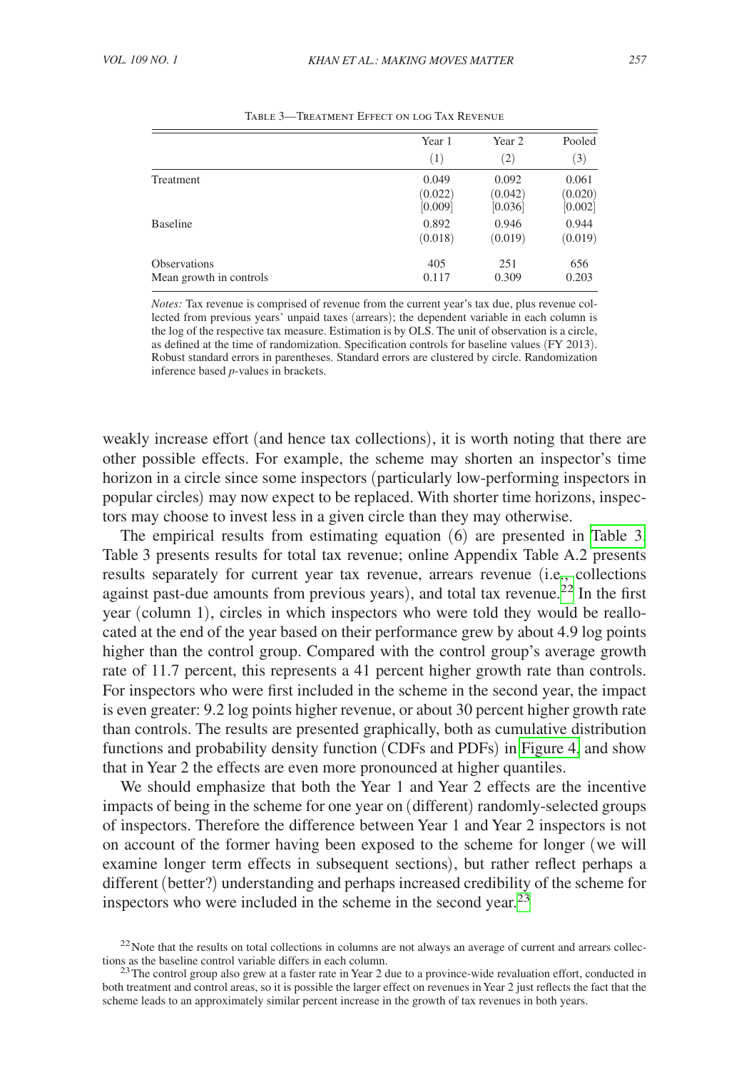Table 3—Treatment Effect on log Tax Revenue

| | Year 1 | Year 2 | Pooled |
|---|---|---|---|
| | (1) | (2) | (3) |
| Treatment | 0.049 | 0.092 | 0.061 |
| | (0.022) | (0.042) | (0.020) |
| | [0.009] | [0.036] | [0.002] |
| Baseline | 0.892 | 0.946 | 0.944 |
| | (0.018) | (0.019) | (0.019) |
| Observations | 405 | 251 | 656 |
| Mean growth in controls | 0.117 | 0.309 | 0.203 |

*Notes:* Tax revenue is comprised of revenue from the current year's tax due, plus revenue collected from previous years' unpaid taxes (arrears); the dependent variable in each column is the log of the respective tax measure. Estimation is by OLS. The unit of observation is a circle, as defined at the time of randomization. Specification controls for baseline values (FY 2013). Robust standard errors in parentheses. Standard errors are clustered by circle. Randomization inference based *p*-values in brackets.

weakly increase effort (and hence tax collections), it is worth noting that there are other possible effects. For example, the scheme may shorten an inspector's time horizon in a circle since some inspectors (particularly low-performing inspectors in popular circles) may now expect to be replaced. With shorter time horizons, inspectors may choose to invest less in a given circle than they may otherwise.

The empirical results from estimating equation (6) are presented in Table 3. Table 3 presents results for total tax revenue; online Appendix Table A.2 presents results separately for current year tax revenue, arrears revenue (i.e., collections against past-due amounts from previous years), and total tax revenue.[22] In the first year (column 1), circles in which inspectors who were told they would be reallocated at the end of the year based on their performance grew by about 4.9 log points higher than the control group. Compared with the control group's average growth rate of 11.7 percent, this represents a 41 percent higher growth rate than controls. For inspectors who were first included in the scheme in the second year, the impact is even greater: 9.2 log points higher revenue, or about 30 percent higher growth rate than controls. The results are presented graphically, both as cumulative distribution functions and probability density function (CDFs and PDFs) in Figure 4, and show that in Year 2 the effects are even more pronounced at higher quantiles.

We should emphasize that both the Year 1 and Year 2 effects are the incentive impacts of being in the scheme for one year on (different) randomly-selected groups of inspectors. Therefore the difference between Year 1 and Year 2 inspectors is not on account of the former having been exposed to the scheme for longer (we will examine longer term effects in subsequent sections), but rather reflect perhaps a different (better?) understanding and perhaps increased credibility of the scheme for inspectors who were included in the scheme in the second year.[23]

[22] Note that the results on total collections in columns are not always an average of current and arrears collections as the baseline control variable differs in each column.

[23] The control group also grew at a faster rate in Year 2 due to a province-wide revaluation effort, conducted in both treatment and control areas, so it is possible the larger effect on revenues in Year 2 just reflects the fact that the scheme leads to an approximately similar percent increase in the growth of tax revenues in both years.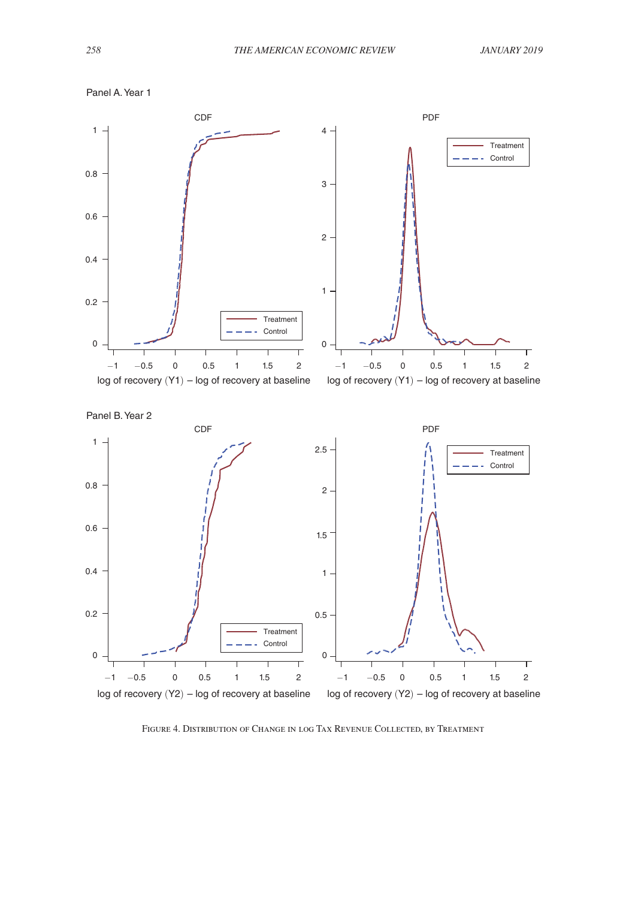Panel A. Year 1

Panel B. Year 2

Figure 4. Distribution of Change in Log Tax Revenue Collected, by Treatment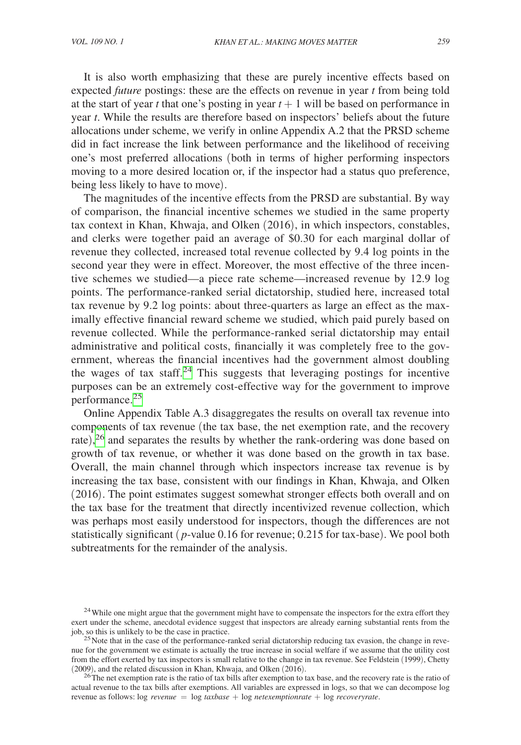It is also worth emphasizing that these are purely incentive effects based on expected *future* postings: these are the effects on revenue in year $t$ from being told at the start of year $t$ that one's posting in year $t+1$ will be based on performance in year $t$. While the results are therefore based on inspectors' beliefs about the future allocations under scheme, we verify in online Appendix A.2 that the PRSD scheme did in fact increase the link between performance and the likelihood of receiving one's most preferred allocations (both in terms of higher performing inspectors moving to a more desired location or, if the inspector had a status quo preference, being less likely to have to move).

The magnitudes of the incentive effects from the PRSD are substantial. By way of comparison, the financial incentive schemes we studied in the same property tax context in Khan, Khwaja, and Olken (2016), in which inspectors, constables, and clerks were together paid an average of \$0.30 for each marginal dollar of revenue they collected, increased total revenue collected by 9.4 log points in the second year they were in effect. Moreover, the most effective of the three incentive schemes we studied—a piece rate scheme—increased revenue by 12.9 log points. The performance-ranked serial dictatorship, studied here, increased total tax revenue by 9.2 log points: about three-quarters as large an effect as the maximally effective financial reward scheme we studied, which paid purely based on revenue collected. While the performance-ranked serial dictatorship may entail administrative and political costs, financially it was completely free to the government, whereas the financial incentives had the government almost doubling the wages of tax staff.[24] This suggests that leveraging postings for incentive purposes can be an extremely cost-effective way for the government to improve performance.[25]

Online Appendix Table A.3 disaggregates the results on overall tax revenue into components of tax revenue (the tax base, the net exemption rate, and the recovery rate),[26] and separates the results by whether the rank-ordering was done based on growth of tax revenue, or whether it was done based on the growth in tax base. Overall, the main channel through which inspectors increase tax revenue is by increasing the tax base, consistent with our findings in Khan, Khwaja, and Olken (2016). The point estimates suggest somewhat stronger effects both overall and on the tax base for the treatment that directly incentivized revenue collection, which was perhaps most easily understood for inspectors, though the differences are not statistically significant ($p$-value 0.16 for revenue; 0.215 for tax-base). We pool both subtreatments for the remainder of the analysis.

[24] While one might argue that the government might have to compensate the inspectors for the extra effort they exert under the scheme, anecdotal evidence suggest that inspectors are already earning substantial rents from the job, so this is unlikely to be the case in practice.

[25] Note that in the case of the performance-ranked serial dictatorship reducing tax evasion, the change in revenue for the government we estimate is actually the true increase in social welfare if we assume that the utility cost from the effort exerted by tax inspectors is small relative to the change in tax revenue. See Feldstein (1999), Chetty (2009), and the related discussion in Khan, Khwaja, and Olken (2016).

[26] The net exemption rate is the ratio of tax bills after exemption to tax base, and the recovery rate is the ratio of actual revenue to the tax bills after exemptions. All variables are expressed in logs, so that we can decompose log revenue as follows: $\log \textit{revenue} = \log \textit{taxbase} + \log \textit{netexemptionrate} + \log \textit{recoveryrate}$.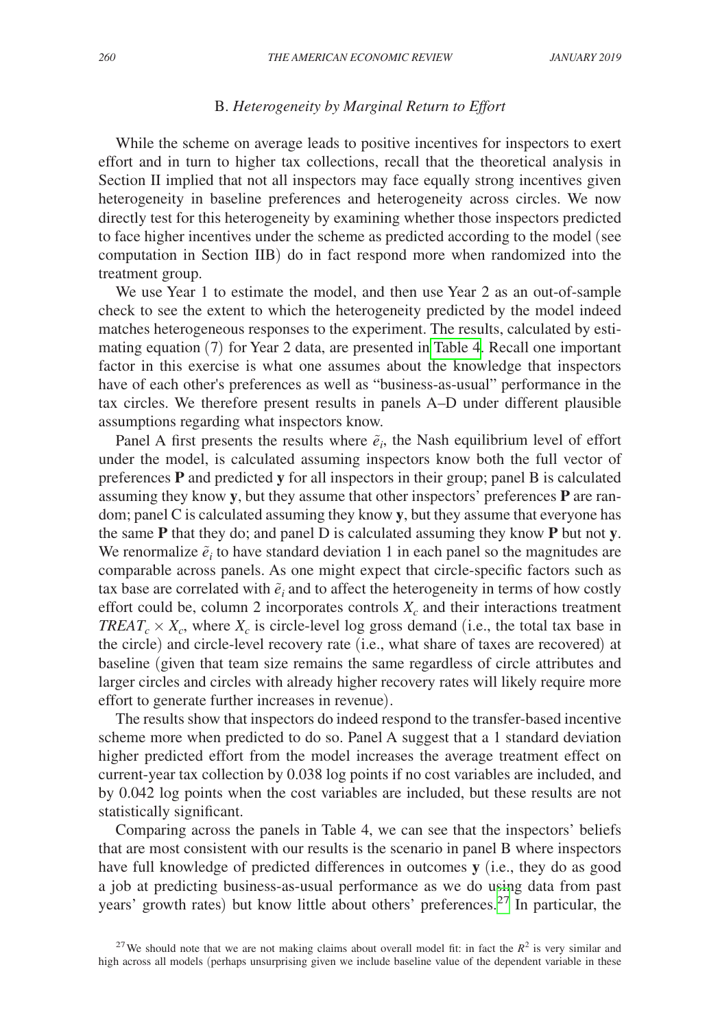### B. *Heterogeneity by Marginal Return to Effort*

While the scheme on average leads to positive incentives for inspectors to exert effort and in turn to higher tax collections, recall that the theoretical analysis in Section II implied that not all inspectors may face equally strong incentives given heterogeneity in baseline preferences and heterogeneity across circles. We now directly test for this heterogeneity by examining whether those inspectors predicted to face higher incentives under the scheme as predicted according to the model (see computation in Section IIB) do in fact respond more when randomized into the treatment group.

We use Year 1 to estimate the model, and then use Year 2 as an out-of-sample check to see the extent to which the heterogeneity predicted by the model indeed matches heterogeneous responses to the experiment. The results, calculated by estimating equation (7) for Year 2 data, are presented in Table 4. Recall one important factor in this exercise is what one assumes about the knowledge that inspectors have of each other's preferences as well as "business-as-usual" performance in the tax circles. We therefore present results in panels A–D under different plausible assumptions regarding what inspectors know.

Panel A first presents the results where $\tilde{e}_i$, the Nash equilibrium level of effort under the model, is calculated assuming inspectors know both the full vector of preferences $\mathbf{P}$ and predicted $\mathbf{y}$ for all inspectors in their group; panel B is calculated assuming they know $\mathbf{y}$, but they assume that other inspectors' preferences $\mathbf{P}$ are random; panel C is calculated assuming they know $\mathbf{y}$, but they assume that everyone has the same $\mathbf{P}$ that they do; and panel D is calculated assuming they know $\mathbf{P}$ but not $\mathbf{y}$. We renormalize $\tilde{e}_i$ to have standard deviation 1 in each panel so the magnitudes are comparable across panels. As one might expect that circle-specific factors such as tax base are correlated with $\tilde{e}_i$ and to affect the heterogeneity in terms of how costly effort could be, column 2 incorporates controls $X_c$ and their interactions treatment $TREAT_c \times X_c$, where $X_c$ is circle-level log gross demand (i.e., the total tax base in the circle) and circle-level recovery rate (i.e., what share of taxes are recovered) at baseline (given that team size remains the same regardless of circle attributes and larger circles and circles with already higher recovery rates will likely require more effort to generate further increases in revenue).

The results show that inspectors do indeed respond to the transfer-based incentive scheme more when predicted to do so. Panel A suggest that a 1 standard deviation higher predicted effort from the model increases the average treatment effect on current-year tax collection by 0.038 log points if no cost variables are included, and by 0.042 log points when the cost variables are included, but these results are not statistically significant.

Comparing across the panels in Table 4, we can see that the inspectors' beliefs that are most consistent with our results is the scenario in panel B where inspectors have full knowledge of predicted differences in outcomes $\mathbf{y}$ (i.e., they do as good a job at predicting business-as-usual performance as we do using data from past years' growth rates) but know little about others' preferences.[27] In particular, the

[27] We should note that we are not making claims about overall model fit: in fact the $R^2$ is very similar and high across all models (perhaps unsurprising given we include baseline value of the dependent variable in these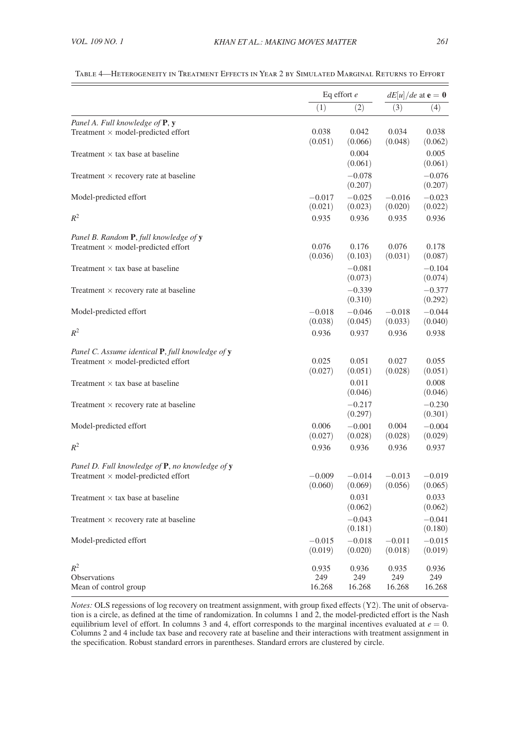Table 4—Heterogeneity in Treatment Effects in Year 2 by Simulated Marginal Returns to Effort

| | Eq effort $e$ | | $dE[u]/de$ at $\mathbf{e} = \mathbf{0}$ | |
|---|---|---|---|---|
| | (1) | (2) | (3) | (4) |
| *Panel A. Full knowledge of* **P**, **y** | | | | |
| Treatment × model-predicted effort | 0.038 | 0.042 | 0.034 | 0.038 |
| | (0.051) | (0.066) | (0.048) | (0.062) |
| Treatment × tax base at baseline | | 0.004 | | 0.005 |
| | | (0.061) | | (0.061) |
| Treatment × recovery rate at baseline | | −0.078 | | −0.076 |
| | | (0.207) | | (0.207) |
| Model-predicted effort | −0.017 | −0.025 | −0.016 | −0.023 |
| | (0.021) | (0.023) | (0.020) | (0.022) |
| $R^2$ | 0.935 | 0.936 | 0.935 | 0.936 |
| *Panel B. Random* **P**, *full knowledge of* **y** | | | | |
| Treatment × model-predicted effort | 0.076 | 0.176 | 0.076 | 0.178 |
| | (0.036) | (0.103) | (0.031) | (0.087) |
| Treatment × tax base at baseline | | −0.081 | | −0.104 |
| | | (0.073) | | (0.074) |
| Treatment × recovery rate at baseline | | −0.339 | | −0.377 |
| | | (0.310) | | (0.292) |
| Model-predicted effort | −0.018 | −0.046 | −0.018 | −0.044 |
| | (0.038) | (0.045) | (0.033) | (0.040) |
| $R^2$ | 0.936 | 0.937 | 0.936 | 0.938 |
| *Panel C. Assume identical* **P**, *full knowledge of* **y** | | | | |
| Treatment × model-predicted effort | 0.025 | 0.051 | 0.027 | 0.055 |
| | (0.027) | (0.051) | (0.028) | (0.051) |
| Treatment × tax base at baseline | | 0.011 | | 0.008 |
| | | (0.046) | | (0.046) |
| Treatment × recovery rate at baseline | | −0.217 | | −0.230 |
| | | (0.297) | | (0.301) |
| Model-predicted effort | 0.006 | −0.001 | 0.004 | −0.004 |
| | (0.027) | (0.028) | (0.028) | (0.029) |
| $R^2$ | 0.936 | 0.936 | 0.936 | 0.937 |
| *Panel D. Full knowledge of* **P**, *no knowledge of* **y** | | | | |
| Treatment × model-predicted effort | −0.009 | −0.014 | −0.013 | −0.019 |
| | (0.060) | (0.069) | (0.056) | (0.065) |
| Treatment × tax base at baseline | | 0.031 | | 0.033 |
| | | (0.062) | | (0.062) |
| Treatment × recovery rate at baseline | | −0.043 | | −0.041 |
| | | (0.181) | | (0.180) |
| Model-predicted effort | −0.015 | −0.018 | −0.011 | −0.015 |
| | (0.019) | (0.020) | (0.018) | (0.019) |
| $R^2$ | 0.935 | 0.936 | 0.935 | 0.936 |
| Observations | 249 | 249 | 249 | 249 |
| Mean of control group | 16.268 | 16.268 | 16.268 | 16.268 |

*Notes:* OLS regessions of log recovery on treatment assignment, with group fixed effects (Y2). The unit of observation is a circle, as defined at the time of randomization. In columns 1 and 2, the model-predicted effort is the Nash equilibrium level of effort. In columns 3 and 4, effort corresponds to the marginal incentives evaluated at $e = 0$. Columns 2 and 4 include tax base and recovery rate at baseline and their interactions with treatment assignment in the specification. Robust standard errors in parentheses. Standard errors are clustered by circle.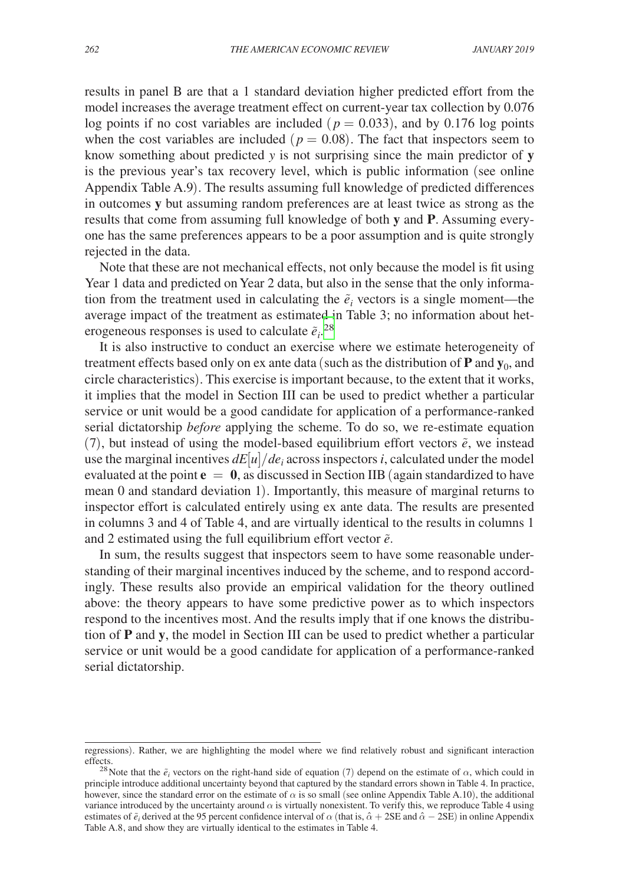results in panel B are that a 1 standard deviation higher predicted effort from the model increases the average treatment effect on current-year tax collection by 0.076 log points if no cost variables are included ($p = 0.033$), and by 0.176 log points when the cost variables are included ($p = 0.08$). The fact that inspectors seem to know something about predicted $y$ is not surprising since the main predictor of $\mathbf{y}$ is the previous year's tax recovery level, which is public information (see online Appendix Table A.9). The results assuming full knowledge of predicted differences in outcomes $\mathbf{y}$ but assuming random preferences are at least twice as strong as the results that come from assuming full knowledge of both $\mathbf{y}$ and $\mathbf{P}$. Assuming everyone has the same preferences appears to be a poor assumption and is quite strongly rejected in the data.

Note that these are not mechanical effects, not only because the model is fit using Year 1 data and predicted on Year 2 data, but also in the sense that the only information from the treatment used in calculating the $\tilde{e}_i$ vectors is a single moment—the average impact of the treatment as estimated in Table 3; no information about heterogeneous responses is used to calculate $\tilde{e}_i$.[28]

It is also instructive to conduct an exercise where we estimate heterogeneity of treatment effects based only on ex ante data (such as the distribution of $\mathbf{P}$ and $\mathbf{y}_0$, and circle characteristics). This exercise is important because, to the extent that it works, it implies that the model in Section III can be used to predict whether a particular service or unit would be a good candidate for application of a performance-ranked serial dictatorship *before* applying the scheme. To do so, we re-estimate equation (7), but instead of using the model-based equilibrium effort vectors $\tilde{e}$, we instead use the marginal incentives $dE[u]/de_i$ across inspectors $i$, calculated under the model evaluated at the point $\mathbf{e} = \mathbf{0}$, as discussed in Section IIB (again standardized to have mean 0 and standard deviation 1). Importantly, this measure of marginal returns to inspector effort is calculated entirely using ex ante data. The results are presented in columns 3 and 4 of Table 4, and are virtually identical to the results in columns 1 and 2 estimated using the full equilibrium effort vector $\tilde{e}$.

In sum, the results suggest that inspectors seem to have some reasonable understanding of their marginal incentives induced by the scheme, and to respond accordingly. These results also provide an empirical validation for the theory outlined above: the theory appears to have some predictive power as to which inspectors respond to the incentives most. And the results imply that if one knows the distribution of $\mathbf{P}$ and $\mathbf{y}$, the model in Section III can be used to predict whether a particular service or unit would be a good candidate for application of a performance-ranked serial dictatorship.

---

regressions). Rather, we are highlighting the model where we find relatively robust and significant interaction effects.

[28] Note that the $\tilde{e}_i$ vectors on the right-hand side of equation (7) depend on the estimate of $\alpha$, which could in principle introduce additional uncertainty beyond that captured by the standard errors shown in Table 4. In practice, however, since the standard error on the estimate of $\alpha$ is so small (see online Appendix Table A.10), the additional variance introduced by the uncertainty around $\alpha$ is virtually nonexistent. To verify this, we reproduce Table 4 using estimates of $\tilde{e}_i$ derived at the 95 percent confidence interval of $\alpha$ (that is, $\hat{\alpha} + 2\text{SE}$ and $\hat{\alpha} - 2\text{SE}$) in online Appendix Table A.8, and show they are virtually identical to the estimates in Table 4.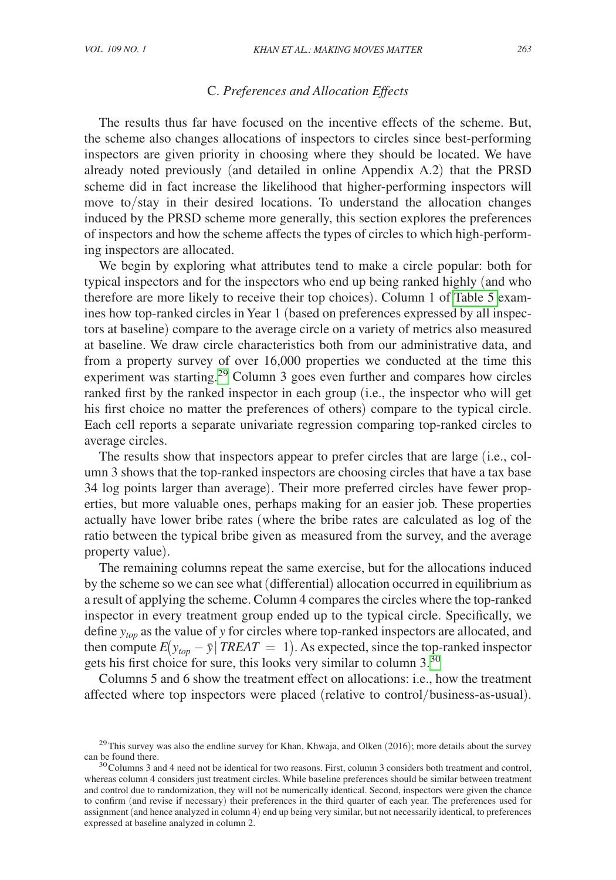### C. *Preferences and Allocation Effects*

The results thus far have focused on the incentive effects of the scheme. But, the scheme also changes allocations of inspectors to circles since best-performing inspectors are given priority in choosing where they should be located. We have already noted previously (and detailed in online Appendix A.2) that the PRSD scheme did in fact increase the likelihood that higher-performing inspectors will move to/stay in their desired locations. To understand the allocation changes induced by the PRSD scheme more generally, this section explores the preferences of inspectors and how the scheme affects the types of circles to which high-performing inspectors are allocated.

We begin by exploring what attributes tend to make a circle popular: both for typical inspectors and for the inspectors who end up being ranked highly (and who therefore are more likely to receive their top choices). Column 1 of Table 5 examines how top-ranked circles in Year 1 (based on preferences expressed by all inspectors at baseline) compare to the average circle on a variety of metrics also measured at baseline. We draw circle characteristics both from our administrative data, and from a property survey of over 16,000 properties we conducted at the time this experiment was starting.[29] Column 3 goes even further and compares how circles ranked first by the ranked inspector in each group (i.e., the inspector who will get his first choice no matter the preferences of others) compare to the typical circle. Each cell reports a separate univariate regression comparing top-ranked circles to average circles.

The results show that inspectors appear to prefer circles that are large (i.e., column 3 shows that the top-ranked inspectors are choosing circles that have a tax base 34 log points larger than average). Their more preferred circles have fewer properties, but more valuable ones, perhaps making for an easier job. These properties actually have lower bribe rates (where the bribe rates are calculated as log of the ratio between the typical bribe given as measured from the survey, and the average property value).

The remaining columns repeat the same exercise, but for the allocations induced by the scheme so we can see what (differential) allocation occurred in equilibrium as a result of applying the scheme. Column 4 compares the circles where the top-ranked inspector in every treatment group ended up to the typical circle. Specifically, we define $y_{top}$ as the value of $y$ for circles where top-ranked inspectors are allocated, and then compute $E(y_{top} - \bar{y} \mid TREAT = 1)$. As expected, since the top-ranked inspector gets his first choice for sure, this looks very similar to column 3.[30]

Columns 5 and 6 show the treatment effect on allocations: i.e., how the treatment affected where top inspectors were placed (relative to control/business-as-usual).

[29] This survey was also the endline survey for Khan, Khwaja, and Olken (2016); more details about the survey can be found there.

[30] Columns 3 and 4 need not be identical for two reasons. First, column 3 considers both treatment and control, whereas column 4 considers just treatment circles. While baseline preferences should be similar between treatment and control due to randomization, they will not be numerically identical. Second, inspectors were given the chance to confirm (and revise if necessary) their preferences in the third quarter of each year. The preferences used for assignment (and hence analyzed in column 4) end up being very similar, but not necessarily identical, to preferences expressed at baseline analyzed in column 2.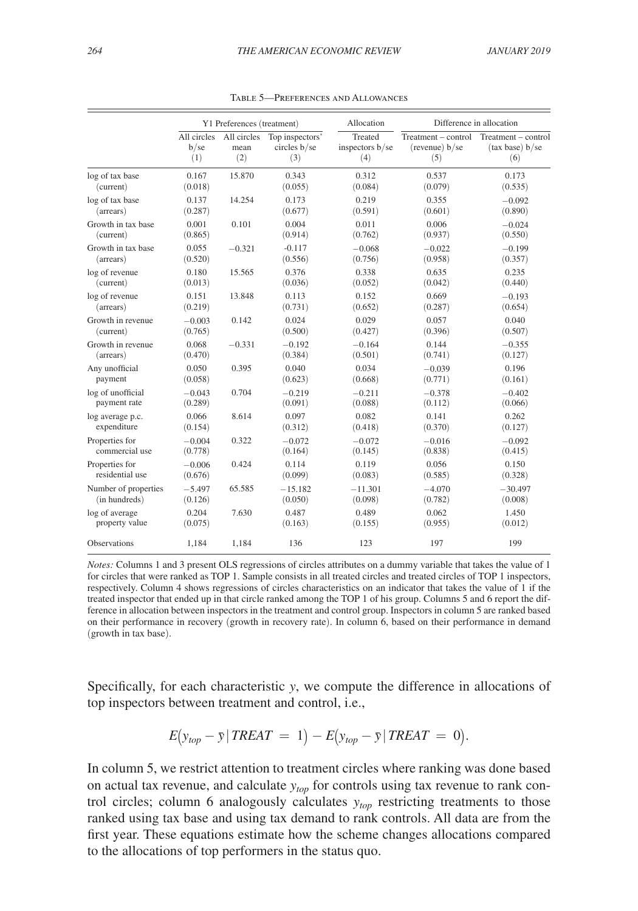Table 5—Preferences and Allowances

| | Y1 Preferences (treatment) | | | Allocation | Difference in allocation | |
|---|---|---|---|---|---|---|
| | All circles b/se (1) | All circles mean (2) | Top inspectors' circles b/se (3) | Treated inspectors b/se (4) | Treatment – control (revenue) b/se (5) | Treatment – control (tax base) b/se (6) |
| log of tax base | 0.167 | 15.870 | 0.343 | 0.312 | 0.537 | 0.173 |
| (current) | (0.018) | | (0.055) | (0.084) | (0.079) | (0.535) |
| log of tax base | 0.137 | 14.254 | 0.173 | 0.219 | 0.355 | −0.092 |
| (arrears) | (0.287) | | (0.677) | (0.591) | (0.601) | (0.890) |
| Growth in tax base | 0.001 | 0.101 | 0.004 | 0.011 | 0.006 | −0.024 |
| (current) | (0.865) | | (0.914) | (0.762) | (0.937) | (0.550) |
| Growth in tax base | 0.055 | −0.321 | -0.117 | −0.068 | −0.022 | −0.199 |
| (arrears) | (0.520) | | (0.556) | (0.756) | (0.958) | (0.357) |
| log of revenue | 0.180 | 15.565 | 0.376 | 0.338 | 0.635 | 0.235 |
| (current) | (0.013) | | (0.036) | (0.052) | (0.042) | (0.440) |
| log of revenue | 0.151 | 13.848 | 0.113 | 0.152 | 0.669 | −0.193 |
| (arrears) | (0.219) | | (0.731) | (0.652) | (0.287) | (0.654) |
| Growth in revenue | −0.003 | 0.142 | 0.024 | 0.029 | 0.057 | 0.040 |
| (current) | (0.765) | | (0.500) | (0.427) | (0.396) | (0.507) |
| Growth in revenue | 0.068 | −0.331 | −0.192 | −0.164 | 0.144 | −0.355 |
| (arrears) | (0.470) | | (0.384) | (0.501) | (0.741) | (0.127) |
| Any unofficial | 0.050 | 0.395 | 0.040 | 0.034 | −0.039 | 0.196 |
| payment | (0.058) | | (0.623) | (0.668) | (0.771) | (0.161) |
| log of unofficial | −0.043 | 0.704 | −0.219 | −0.211 | −0.378 | −0.402 |
| payment rate | (0.289) | | (0.091) | (0.088) | (0.112) | (0.066) |
| log average p.c. | 0.066 | 8.614 | 0.097 | 0.082 | 0.141 | 0.262 |
| expenditure | (0.154) | | (0.312) | (0.418) | (0.370) | (0.127) |
| Properties for | −0.004 | 0.322 | −0.072 | −0.072 | −0.016 | −0.092 |
| commercial use | (0.778) | | (0.164) | (0.145) | (0.838) | (0.415) |
| Properties for | −0.006 | 0.424 | 0.114 | 0.119 | 0.056 | 0.150 |
| residential use | (0.676) | | (0.099) | (0.083) | (0.585) | (0.328) |
| Number of properties | −5.497 | 65.585 | −15.182 | −11.301 | −4.070 | −30.497 |
| (in hundreds) | (0.126) | | (0.050) | (0.098) | (0.782) | (0.008) |
| log of average | 0.204 | 7.630 | 0.487 | 0.489 | 0.062 | 1.450 |
| property value | (0.075) | | (0.163) | (0.155) | (0.955) | (0.012) |
| Observations | 1,184 | 1,184 | 136 | 123 | 197 | 199 |

*Notes:* Columns 1 and 3 present OLS regressions of circles attributes on a dummy variable that takes the value of 1 for circles that were ranked as TOP 1. Sample consists in all treated circles and treated circles of TOP 1 inspectors, respectively. Column 4 shows regressions of circles characteristics on an indicator that takes the value of 1 if the treated inspector that ended up in that circle ranked among the TOP 1 of his group. Columns 5 and 6 report the difference in allocation between inspectors in the treatment and control group. Inspectors in column 5 are ranked based on their performance in recovery (growth in recovery rate). In column 6, based on their performance in demand (growth in tax base).

Specifically, for each characteristic $y$, we compute the difference in allocations of top inspectors between treatment and control, i.e.,

$$E\big(y_{top} - \bar{y}\,|\,TREAT \,=\, 1\big) - E\big(y_{top} - \bar{y}\,|\,TREAT \,=\, 0\big).$$

In column 5, we restrict attention to treatment circles where ranking was done based on actual tax revenue, and calculate $y_{top}$ for controls using tax revenue to rank control circles; column 6 analogously calculates $y_{top}$ restricting treatments to those ranked using tax base and using tax demand to rank controls. All data are from the first year. These equations estimate how the scheme changes allocations compared to the allocations of top performers in the status quo.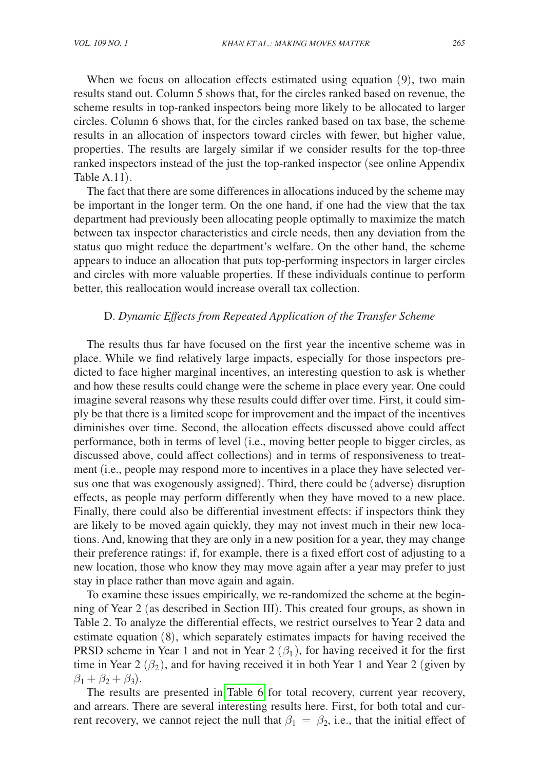When we focus on allocation effects estimated using equation (9), two main results stand out. Column 5 shows that, for the circles ranked based on revenue, the scheme results in top-ranked inspectors being more likely to be allocated to larger circles. Column 6 shows that, for the circles ranked based on tax base, the scheme results in an allocation of inspectors toward circles with fewer, but higher value, properties. The results are largely similar if we consider results for the top-three ranked inspectors instead of the just the top-ranked inspector (see online Appendix Table A.11).

The fact that there are some differences in allocations induced by the scheme may be important in the longer term. On the one hand, if one had the view that the tax department had previously been allocating people optimally to maximize the match between tax inspector characteristics and circle needs, then any deviation from the status quo might reduce the department's welfare. On the other hand, the scheme appears to induce an allocation that puts top-performing inspectors in larger circles and circles with more valuable properties. If these individuals continue to perform better, this reallocation would increase overall tax collection.

### D. *Dynamic Effects from Repeated Application of the Transfer Scheme*

The results thus far have focused on the first year the incentive scheme was in place. While we find relatively large impacts, especially for those inspectors predicted to face higher marginal incentives, an interesting question to ask is whether and how these results could change were the scheme in place every year. One could imagine several reasons why these results could differ over time. First, it could simply be that there is a limited scope for improvement and the impact of the incentives diminishes over time. Second, the allocation effects discussed above could affect performance, both in terms of level (i.e., moving better people to bigger circles, as discussed above, could affect collections) and in terms of responsiveness to treatment (i.e., people may respond more to incentives in a place they have selected versus one that was exogenously assigned). Third, there could be (adverse) disruption effects, as people may perform differently when they have moved to a new place. Finally, there could also be differential investment effects: if inspectors think they are likely to be moved again quickly, they may not invest much in their new locations. And, knowing that they are only in a new position for a year, they may change their preference ratings: if, for example, there is a fixed effort cost of adjusting to a new location, those who know they may move again after a year may prefer to just stay in place rather than move again and again.

To examine these issues empirically, we re-randomized the scheme at the beginning of Year 2 (as described in Section III). This created four groups, as shown in Table 2. To analyze the differential effects, we restrict ourselves to Year 2 data and estimate equation (8), which separately estimates impacts for having received the PRSD scheme in Year 1 and not in Year 2 ($\beta_1$), for having received it for the first time in Year 2 ($\beta_2$), and for having received it in both Year 1 and Year 2 (given by $\beta_1 + \beta_2 + \beta_3$).

The results are presented in Table 6 for total recovery, current year recovery, and arrears. There are several interesting results here. First, for both total and current recovery, we cannot reject the null that $\beta_1 = \beta_2$, i.e., that the initial effect of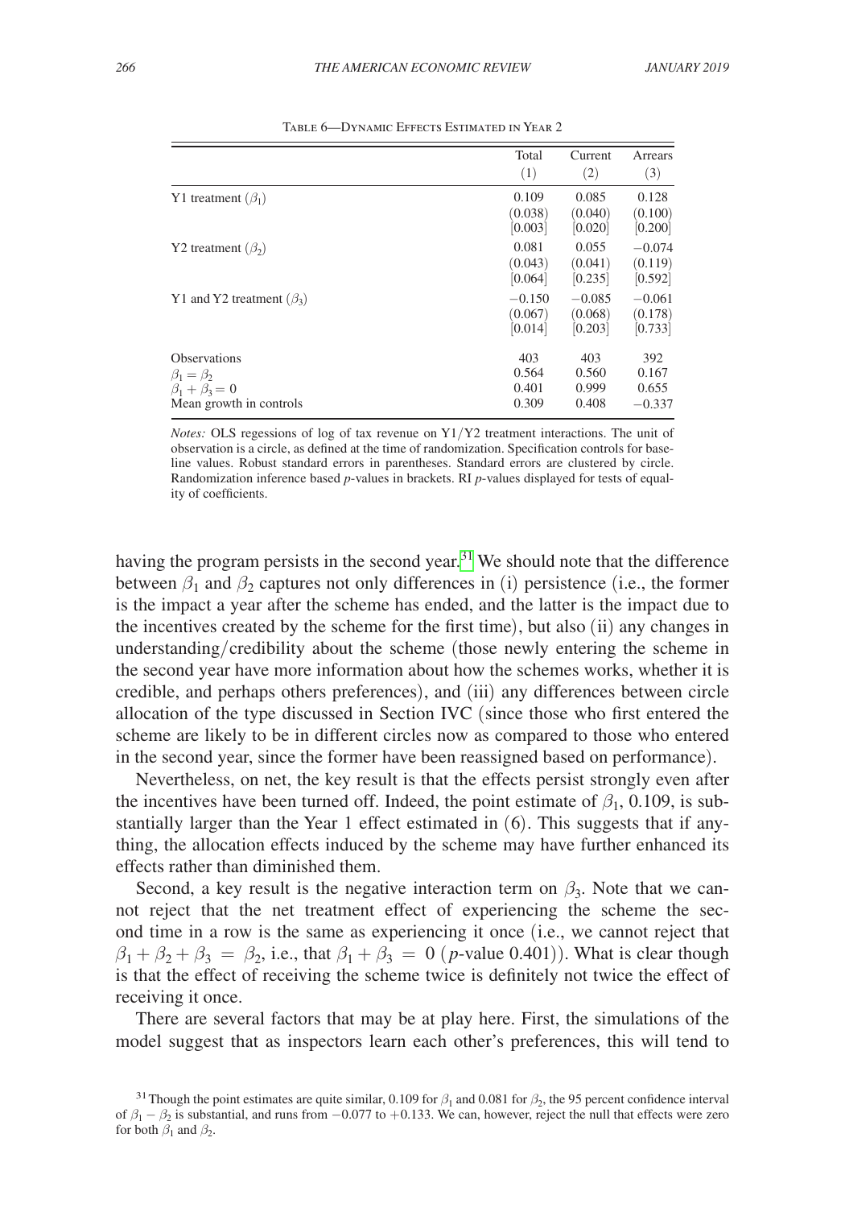Table 6—Dynamic Effects Estimated in Year 2

| | Total (1) | Current (2) | Arrears (3) |
|---|---|---|---|
| Y1 treatment ($\beta_1$) | 0.109 | 0.085 | 0.128 |
| | (0.038) | (0.040) | (0.100) |
| | [0.003] | [0.020] | [0.200] |
| Y2 treatment ($\beta_2$) | 0.081 | 0.055 | −0.074 |
| | (0.043) | (0.041) | (0.119) |
| | [0.064] | [0.235] | [0.592] |
| Y1 and Y2 treatment ($\beta_3$) | −0.150 | −0.085 | −0.061 |
| | (0.067) | (0.068) | (0.178) |
| | [0.014] | [0.203] | [0.733] |
| Observations | 403 | 403 | 392 |
| $\beta_1 = \beta_2$ | 0.564 | 0.560 | 0.167 |
| $\beta_1 + \beta_3 = 0$ | 0.401 | 0.999 | 0.655 |
| Mean growth in controls | 0.309 | 0.408 | −0.337 |

*Notes:* OLS regessions of log of tax revenue on Y1/Y2 treatment interactions. The unit of observation is a circle, as defined at the time of randomization. Specification controls for baseline values. Robust standard errors in parentheses. Standard errors are clustered by circle. Randomization inference based *p*-values in brackets. RI *p*-values displayed for tests of equality of coefficients.

having the program persists in the second year.[31] We should note that the difference between $\beta_1$ and $\beta_2$ captures not only differences in (i) persistence (i.e., the former is the impact a year after the scheme has ended, and the latter is the impact due to the incentives created by the scheme for the first time), but also (ii) any changes in understanding/credibility about the scheme (those newly entering the scheme in the second year have more information about how the schemes works, whether it is credible, and perhaps others preferences), and (iii) any differences between circle allocation of the type discussed in Section IVC (since those who first entered the scheme are likely to be in different circles now as compared to those who entered in the second year, since the former have been reassigned based on performance).

Nevertheless, on net, the key result is that the effects persist strongly even after the incentives have been turned off. Indeed, the point estimate of $\beta_1$, 0.109, is substantially larger than the Year 1 effect estimated in (6). This suggests that if anything, the allocation effects induced by the scheme may have further enhanced its effects rather than diminished them.

Second, a key result is the negative interaction term on $\beta_3$. Note that we cannot reject that the net treatment effect of experiencing the scheme the second time in a row is the same as experiencing it once (i.e., we cannot reject that $\beta_1 + \beta_2 + \beta_3 = \beta_2$, i.e., that $\beta_1 + \beta_3 = 0$ ($p$-value 0.401)). What is clear though is that the effect of receiving the scheme twice is definitely not twice the effect of receiving it once.

There are several factors that may be at play here. First, the simulations of the model suggest that as inspectors learn each other's preferences, this will tend to

[31] Though the point estimates are quite similar, 0.109 for $\beta_1$ and 0.081 for $\beta_2$, the 95 percent confidence interval of $\beta_1 - \beta_2$ is substantial, and runs from −0.077 to +0.133. We can, however, reject the null that effects were zero for both $\beta_1$ and $\beta_2$.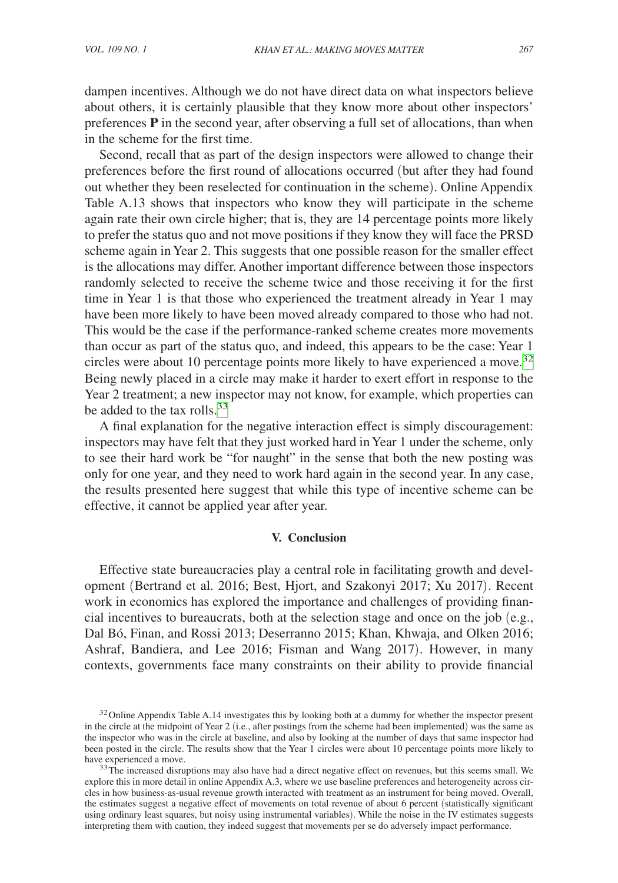dampen incentives. Although we do not have direct data on what inspectors believe about others, it is certainly plausible that they know more about other inspectors' preferences **P** in the second year, after observing a full set of allocations, than when in the scheme for the first time.

Second, recall that as part of the design inspectors were allowed to change their preferences before the first round of allocations occurred (but after they had found out whether they been reselected for continuation in the scheme). Online Appendix Table A.13 shows that inspectors who know they will participate in the scheme again rate their own circle higher; that is, they are 14 percentage points more likely to prefer the status quo and not move positions if they know they will face the PRSD scheme again in Year 2. This suggests that one possible reason for the smaller effect is the allocations may differ. Another important difference between those inspectors randomly selected to receive the scheme twice and those receiving it for the first time in Year 1 is that those who experienced the treatment already in Year 1 may have been more likely to have been moved already compared to those who had not. This would be the case if the performance-ranked scheme creates more movements than occur as part of the status quo, and indeed, this appears to be the case: Year 1 circles were about 10 percentage points more likely to have experienced a move.[32] Being newly placed in a circle may make it harder to exert effort in response to the Year 2 treatment; a new inspector may not know, for example, which properties can be added to the tax rolls.[33]

A final explanation for the negative interaction effect is simply discouragement: inspectors may have felt that they just worked hard in Year 1 under the scheme, only to see their hard work be "for naught" in the sense that both the new posting was only for one year, and they need to work hard again in the second year. In any case, the results presented here suggest that while this type of incentive scheme can be effective, it cannot be applied year after year.

## V. Conclusion

Effective state bureaucracies play a central role in facilitating growth and development (Bertrand et al. 2016; Best, Hjort, and Szakonyi 2017; Xu 2017). Recent work in economics has explored the importance and challenges of providing financial incentives to bureaucrats, both at the selection stage and once on the job (e.g., Dal Bó, Finan, and Rossi 2013; Deserranno 2015; Khan, Khwaja, and Olken 2016; Ashraf, Bandiera, and Lee 2016; Fisman and Wang 2017). However, in many contexts, governments face many constraints on their ability to provide financial

[32] Online Appendix Table A.14 investigates this by looking both at a dummy for whether the inspector present in the circle at the midpoint of Year 2 (i.e., after postings from the scheme had been implemented) was the same as the inspector who was in the circle at baseline, and also by looking at the number of days that same inspector had been posted in the circle. The results show that the Year 1 circles were about 10 percentage points more likely to have experienced a move.

[33] The increased disruptions may also have had a direct negative effect on revenues, but this seems small. We explore this in more detail in online Appendix A.3, where we use baseline preferences and heterogeneity across circles in how business-as-usual revenue growth interacted with treatment as an instrument for being moved. Overall, the estimates suggest a negative effect of movements on total revenue of about 6 percent (statistically significant using ordinary least squares, but noisy using instrumental variables). While the noise in the IV estimates suggests interpreting them with caution, they indeed suggest that movements per se do adversely impact performance.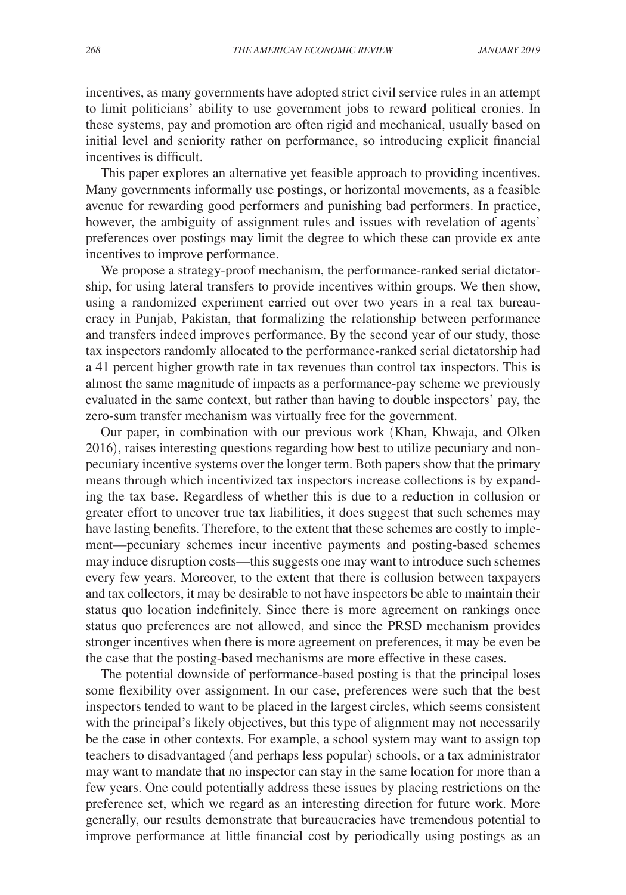incentives, as many governments have adopted strict civil service rules in an attempt to limit politicians' ability to use government jobs to reward political cronies. In these systems, pay and promotion are often rigid and mechanical, usually based on initial level and seniority rather on performance, so introducing explicit financial incentives is difficult.

This paper explores an alternative yet feasible approach to providing incentives. Many governments informally use postings, or horizontal movements, as a feasible avenue for rewarding good performers and punishing bad performers. In practice, however, the ambiguity of assignment rules and issues with revelation of agents' preferences over postings may limit the degree to which these can provide ex ante incentives to improve performance.

We propose a strategy-proof mechanism, the performance-ranked serial dictatorship, for using lateral transfers to provide incentives within groups. We then show, using a randomized experiment carried out over two years in a real tax bureaucracy in Punjab, Pakistan, that formalizing the relationship between performance and transfers indeed improves performance. By the second year of our study, those tax inspectors randomly allocated to the performance-ranked serial dictatorship had a 41 percent higher growth rate in tax revenues than control tax inspectors. This is almost the same magnitude of impacts as a performance-pay scheme we previously evaluated in the same context, but rather than having to double inspectors' pay, the zero-sum transfer mechanism was virtually free for the government.

Our paper, in combination with our previous work (Khan, Khwaja, and Olken 2016), raises interesting questions regarding how best to utilize pecuniary and non-pecuniary incentive systems over the longer term. Both papers show that the primary means through which incentivized tax inspectors increase collections is by expanding the tax base. Regardless of whether this is due to a reduction in collusion or greater effort to uncover true tax liabilities, it does suggest that such schemes may have lasting benefits. Therefore, to the extent that these schemes are costly to implement—pecuniary schemes incur incentive payments and posting-based schemes may induce disruption costs—this suggests one may want to introduce such schemes every few years. Moreover, to the extent that there is collusion between taxpayers and tax collectors, it may be desirable to not have inspectors be able to maintain their status quo location indefinitely. Since there is more agreement on rankings once status quo preferences are not allowed, and since the PRSD mechanism provides stronger incentives when there is more agreement on preferences, it may be even be the case that the posting-based mechanisms are more effective in these cases.

The potential downside of performance-based posting is that the principal loses some flexibility over assignment. In our case, preferences were such that the best inspectors tended to want to be placed in the largest circles, which seems consistent with the principal's likely objectives, but this type of alignment may not necessarily be the case in other contexts. For example, a school system may want to assign top teachers to disadvantaged (and perhaps less popular) schools, or a tax administrator may want to mandate that no inspector can stay in the same location for more than a few years. One could potentially address these issues by placing restrictions on the preference set, which we regard as an interesting direction for future work. More generally, our results demonstrate that bureaucracies have tremendous potential to improve performance at little financial cost by periodically using postings as an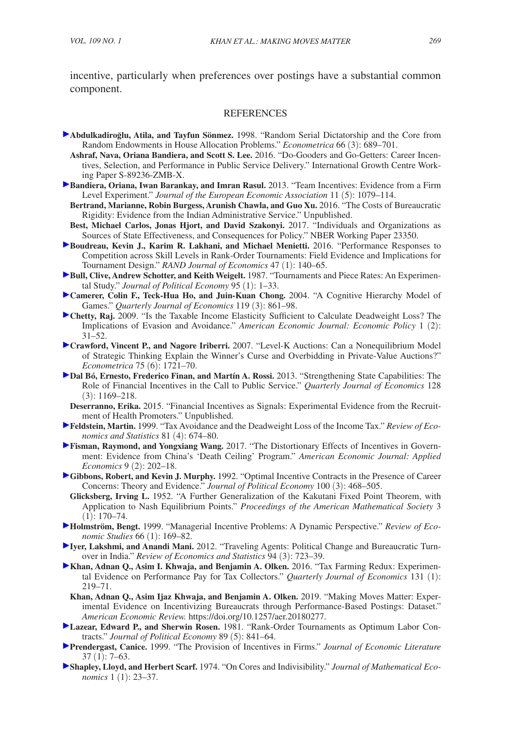incentive, particularly when preferences over postings have a substantial common component.

## REFERENCES

**Abdulkadiroğlu, Atila, and Tayfun Sönmez.** 1998. "Random Serial Dictatorship and the Core from Random Endowments in House Allocation Problems." *Econometrica* 66 (3): 689–701.

**Ashraf, Nava, Oriana Bandiera, and Scott S. Lee.** 2016. "Do-Gooders and Go-Getters: Career Incentives, Selection, and Performance in Public Service Delivery." International Growth Centre Working Paper S-89236-ZMB-X.

**Bandiera, Oriana, Iwan Barankay, and Imran Rasul.** 2013. "Team Incentives: Evidence from a Firm Level Experiment." *Journal of the European Economic Association* 11 (5): 1079–114.

**Bertrand, Marianne, Robin Burgess, Arunish Chawla, and Guo Xu.** 2016. "The Costs of Bureaucratic Rigidity: Evidence from the Indian Administrative Service." Unpublished.

**Best, Michael Carlos, Jonas Hjort, and David Szakonyi.** 2017. "Individuals and Organizations as Sources of State Effectiveness, and Consequences for Policy." NBER Working Paper 23350.

**Boudreau, Kevin J., Karim R. Lakhani, and Michael Menietti.** 2016. "Performance Responses to Competition across Skill Levels in Rank-Order Tournaments: Field Evidence and Implications for Tournament Design." *RAND Journal of Economics* 47 (1): 140–65.

**Bull, Clive, Andrew Schotter, and Keith Weigelt.** 1987. "Tournaments and Piece Rates: An Experimental Study." *Journal of Political Economy* 95 (1): 1–33.

**Camerer, Colin F., Teck-Hua Ho, and Juin-Kuan Chong.** 2004. "A Cognitive Hierarchy Model of Games." *Quarterly Journal of Economics* 119 (3): 861–98.

**Chetty, Raj.** 2009. "Is the Taxable Income Elasticity Sufficient to Calculate Deadweight Loss? The Implications of Evasion and Avoidance." *American Economic Journal: Economic Policy* 1 (2): 31–52.

**Crawford, Vincent P., and Nagore Iriberri.** 2007. "Level-K Auctions: Can a Nonequilibrium Model of Strategic Thinking Explain the Winner's Curse and Overbidding in Private-Value Auctions?" *Econometrica* 75 (6): 1721–70.

**Dal Bó, Ernesto, Frederico Finan, and Martín A. Rossi.** 2013. "Strengthening State Capabilities: The Role of Financial Incentives in the Call to Public Service." *Quarterly Journal of Economics* 128 (3): 1169–218.

**Deserranno, Erika.** 2015. "Financial Incentives as Signals: Experimental Evidence from the Recruitment of Health Promoters." Unpublished.

**Feldstein, Martin.** 1999. "Tax Avoidance and the Deadweight Loss of the Income Tax." *Review of Economics and Statistics* 81 (4): 674–80.

**Fisman, Raymond, and Yongxiang Wang.** 2017. "The Distortionary Effects of Incentives in Government: Evidence from China's 'Death Ceiling' Program." *American Economic Journal: Applied Economics* 9 (2): 202–18.

**Gibbons, Robert, and Kevin J. Murphy.** 1992. "Optimal Incentive Contracts in the Presence of Career Concerns: Theory and Evidence." *Journal of Political Economy* 100 (3): 468–505.

**Glicksberg, Irving L.** 1952. "A Further Generalization of the Kakutani Fixed Point Theorem, with Application to Nash Equilibrium Points." *Proceedings of the American Mathematical Society* 3 (1): 170–74.

**Holmström, Bengt.** 1999. "Managerial Incentive Problems: A Dynamic Perspective." *Review of Economic Studies* 66 (1): 169–82.

**Iyer, Lakshmi, and Anandi Mani.** 2012. "Traveling Agents: Political Change and Bureaucratic Turnover in India." *Review of Economics and Statistics* 94 (3): 723–39.

**Khan, Adnan Q., Asim I. Khwaja, and Benjamin A. Olken.** 2016. "Tax Farming Redux: Experimental Evidence on Performance Pay for Tax Collectors." *Quarterly Journal of Economics* 131 (1): 219–71.

**Khan, Adnan Q., Asim Ijaz Khwaja, and Benjamin A. Olken.** 2019. "Making Moves Matter: Experimental Evidence on Incentivizing Bureaucrats through Performance-Based Postings: Dataset." *American Economic Review.* https://doi.org/10.1257/aer.20180277.

**Lazear, Edward P., and Sherwin Rosen.** 1981. "Rank-Order Tournaments as Optimum Labor Contracts." *Journal of Political Economy* 89 (5): 841–64.

**Prendergast, Canice.** 1999. "The Provision of Incentives in Firms." *Journal of Economic Literature* 37 (1): 7–63.

**Shapley, Lloyd, and Herbert Scarf.** 1974. "On Cores and Indivisibility." *Journal of Mathematical Economics* 1 (1): 23–37.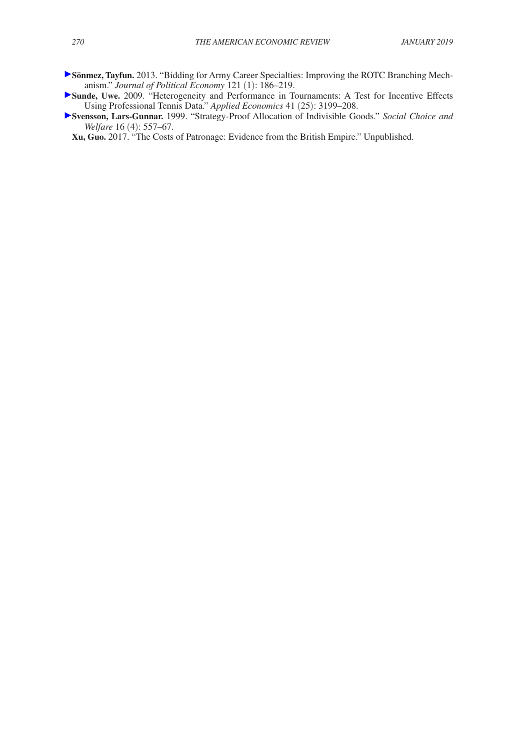**Sönmez, Tayfun.** 2013. "Bidding for Army Career Specialties: Improving the ROTC Branching Mechanism." *Journal of Political Economy* 121 (1): 186–219.

**Sunde, Uwe.** 2009. "Heterogeneity and Performance in Tournaments: A Test for Incentive Effects Using Professional Tennis Data." *Applied Economics* 41 (25): 3199–208.

**Svensson, Lars-Gunnar.** 1999. "Strategy-Proof Allocation of Indivisible Goods." *Social Choice and Welfare* 16 (4): 557–67.

**Xu, Guo.** 2017. "The Costs of Patronage: Evidence from the British Empire." Unpublished.